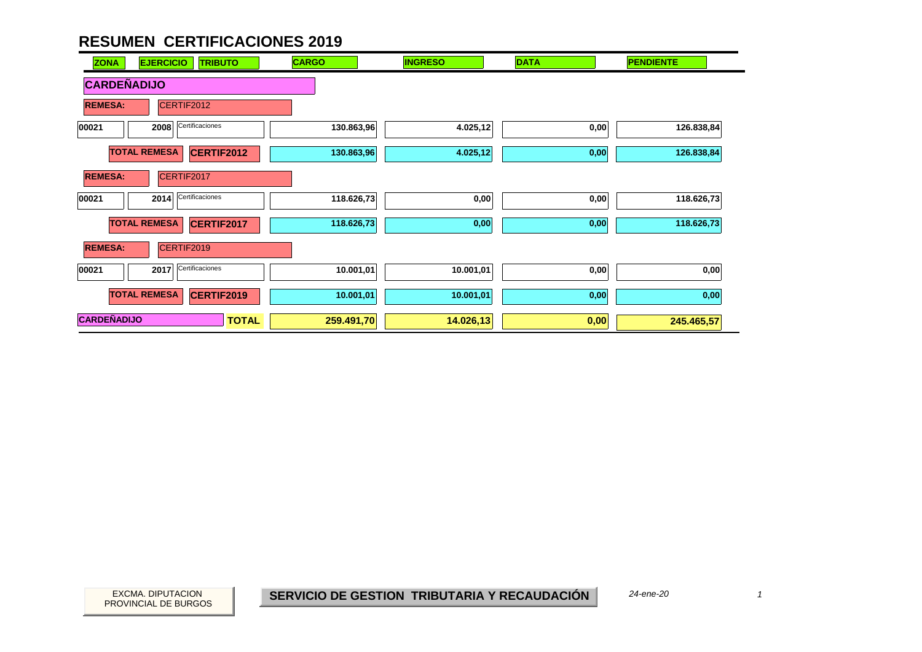# RESUMEN CERTIFICACIONES 2019

| ZONA | EJERCICIO | TRIBUTO | CARGO | INGRESO | DATA | PENDIENTE |
|---|---|---|---|---|---|---|
| **CARDEÑADIJO** | | | | | | |
| **REMESA:** | CERTIF2012 | | | | | |
| 00021 | 2008 | Certificaciones | 130.863,96 | 4.025,12 | 0,00 | 126.838,84 |
| **TOTAL REMESA** | | **CERTIF2012** | **130.863,96** | **4.025,12** | **0,00** | **126.838,84** |
| **REMESA:** | CERTIF2017 | | | | | |
| 00021 | 2014 | Certificaciones | 118.626,73 | 0,00 | 0,00 | 118.626,73 |
| **TOTAL REMESA** | | **CERTIF2017** | **118.626,73** | **0,00** | **0,00** | **118.626,73** |
| **REMESA:** | CERTIF2019 | | | | | |
| 00021 | 2017 | Certificaciones | 10.001,01 | 10.001,01 | 0,00 | 0,00 |
| **TOTAL REMESA** | | **CERTIF2019** | **10.001,01** | **10.001,01** | **0,00** | **0,00** |
| **CARDEÑADIJO** | | **TOTAL** | **259.491,70** | **14.026,13** | **0,00** | **245.465,57** |

EXCMA. DIPUTACION PROVINCIAL DE BURGOS

**SERVICIO DE GESTION TRIBUTARIA Y RECAUDACIÓN**

*24-ene-20*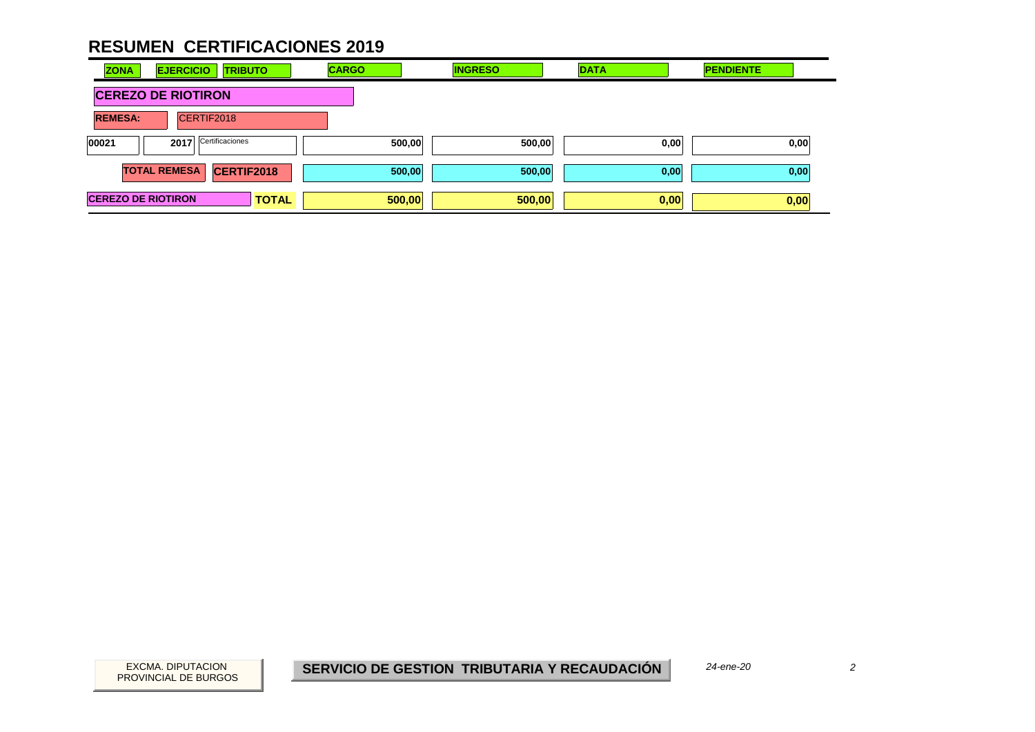# RESUMEN CERTIFICACIONES 2019

| ZONA | EJERCICIO | TRIBUTO | CARGO | INGRESO | DATA | PENDIENTE |
|---|---|---|---|---|---|---|
| **CEREZO DE RIOTIRON** | | | | | | |
| **REMESA:** | CERTIF2018 | | | | | |
| 00021 | 2017 | Certificaciones | 500,00 | 500,00 | 0,00 | 0,00 |
| **TOTAL REMESA** | **CERTIF2018** | | **500,00** | **500,00** | **0,00** | **0,00** |
| **CEREZO DE RIOTIRON** | | **TOTAL** | **500,00** | **500,00** | **0,00** | **0,00** |

EXCMA. DIPUTACION PROVINCIAL DE BURGOS

**SERVICIO DE GESTION TRIBUTARIA Y RECAUDACIÓN**

*24-ene-20*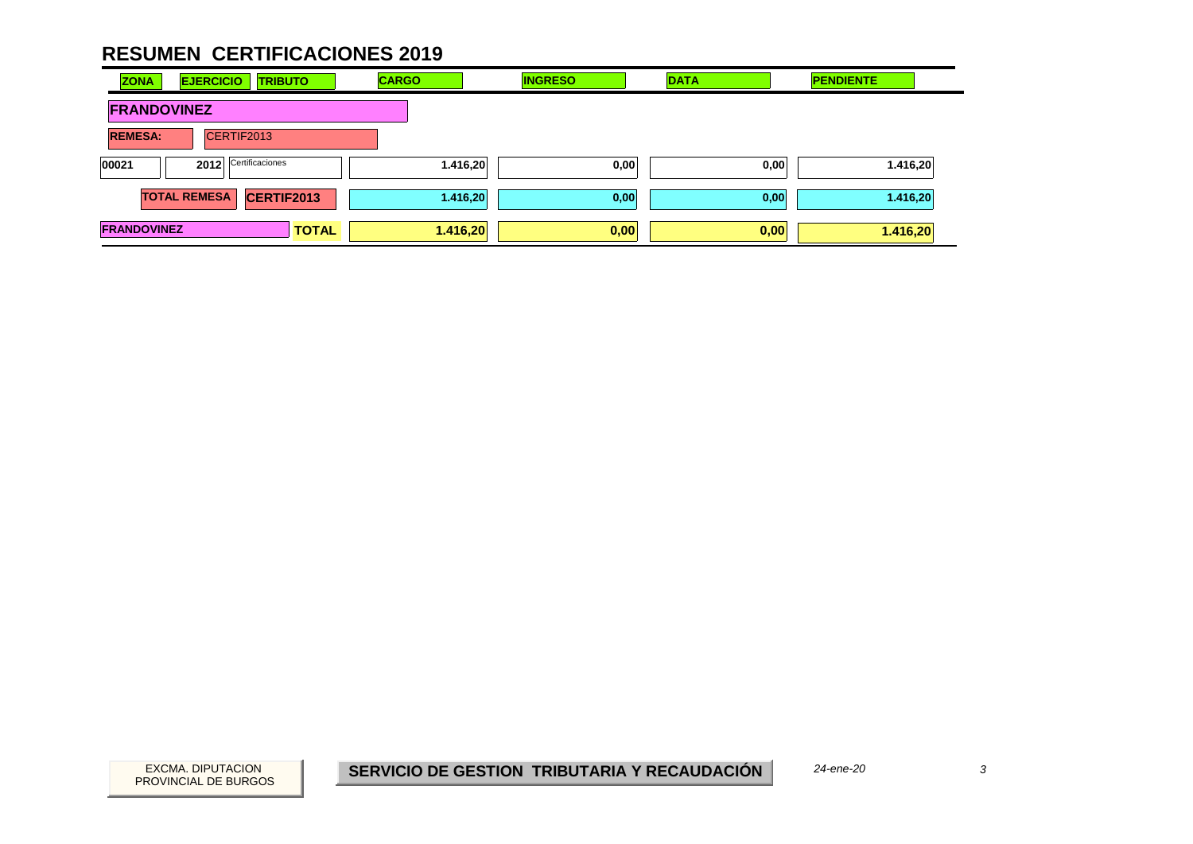# RESUMEN CERTIFICACIONES 2019

| ZONA | EJERCICIO | TRIBUTO | CARGO | INGRESO | DATA | PENDIENTE |
|---|---|---|---|---|---|---|
| **FRANDOVINEZ** | | | | | | |
| **REMESA:** | CERTIF2013 | | | | | |
| 00021 | 2012 | Certificaciones | 1.416,20 | 0,00 | 0,00 | 1.416,20 |
| **TOTAL REMESA** | | **CERTIF2013** | 1.416,20 | 0,00 | 0,00 | 1.416,20 |
| **FRANDOVINEZ** | | **TOTAL** | **1.416,20** | **0,00** | **0,00** | **1.416,20** |

EXCMA. DIPUTACION PROVINCIAL DE BURGOS

**SERVICIO DE GESTION TRIBUTARIA Y RECAUDACIÓN**

*24-ene-20*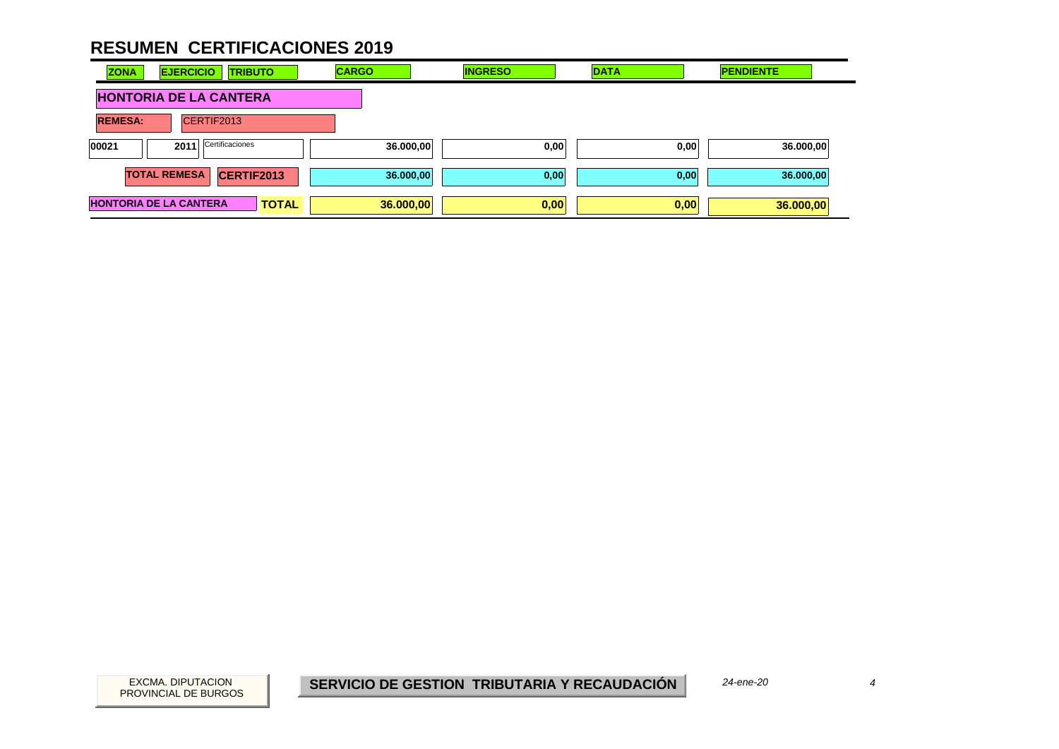# RESUMEN CERTIFICACIONES 2019

| ZONA | EJERCICIO | TRIBUTO | CARGO | INGRESO | DATA | PENDIENTE |
|---|---|---|---|---|---|---|
| **HONTORIA DE LA CANTERA** | | | | | | |
| **REMESA:** | CERTIF2013 | | | | | |
| 00021 | 2011 | Certificaciones | 36.000,00 | 0,00 | 0,00 | 36.000,00 |
| **TOTAL REMESA** | **CERTIF2013** | | **36.000,00** | **0,00** | **0,00** | **36.000,00** |
| **HONTORIA DE LA CANTERA** | | **TOTAL** | **36.000,00** | **0,00** | **0,00** | **36.000,00** |

EXCMA. DIPUTACION PROVINCIAL DE BURGOS

**SERVICIO DE GESTION TRIBUTARIA Y RECAUDACIÓN**

*24-ene-20*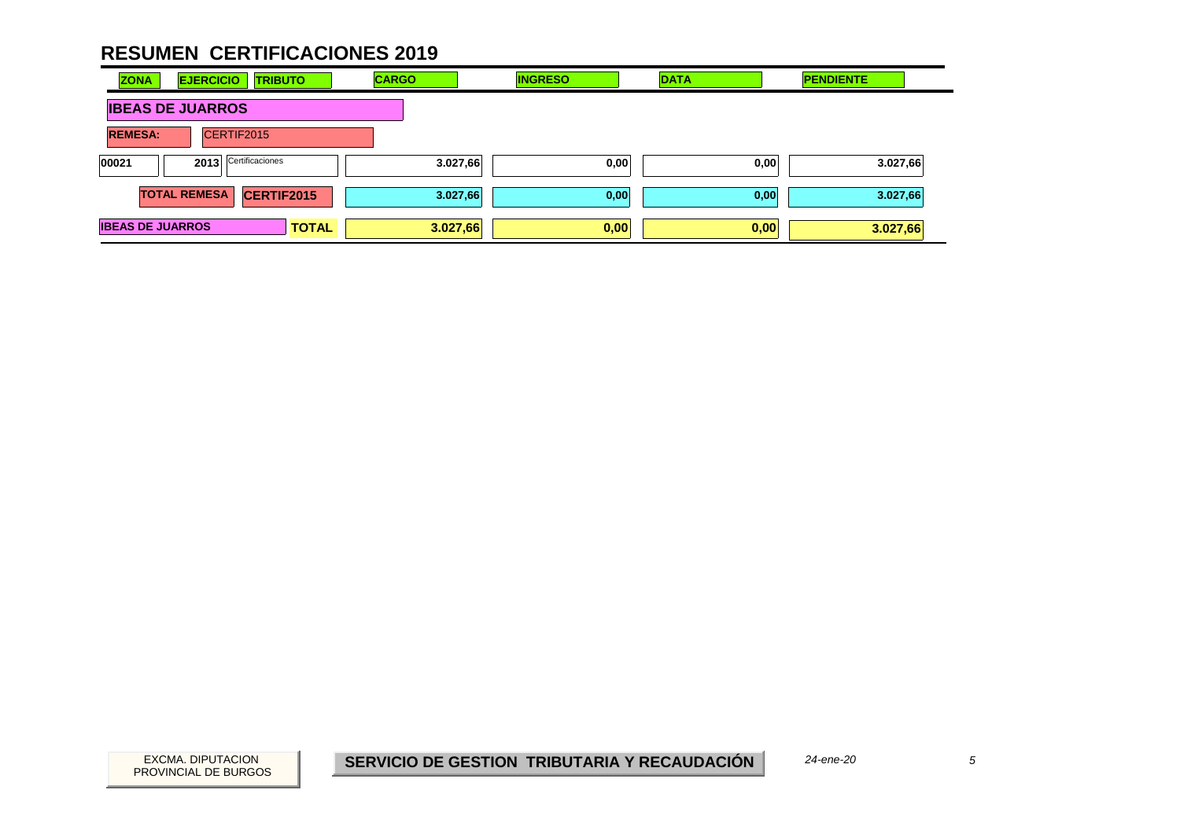# RESUMEN CERTIFICACIONES 2019

| ZONA | EJERCICIO | TRIBUTO | CARGO | INGRESO | DATA | PENDIENTE |
|---|---|---|---|---|---|---|
| **IBEAS DE JUARROS** | | | | | | |
| **REMESA:** | CERTIF2015 | | | | | |
| 00021 | 2013 | Certificaciones | 3.027,66 | 0,00 | 0,00 | 3.027,66 |
| | **TOTAL REMESA** | **CERTIF2015** | 3.027,66 | 0,00 | 0,00 | 3.027,66 |
| **IBEAS DE JUARROS** | | **TOTAL** | 3.027,66 | 0,00 | 0,00 | 3.027,66 |

EXCMA. DIPUTACION PROVINCIAL DE BURGOS

**SERVICIO DE GESTION TRIBUTARIA Y RECAUDACIÓN**

*24-ene-20*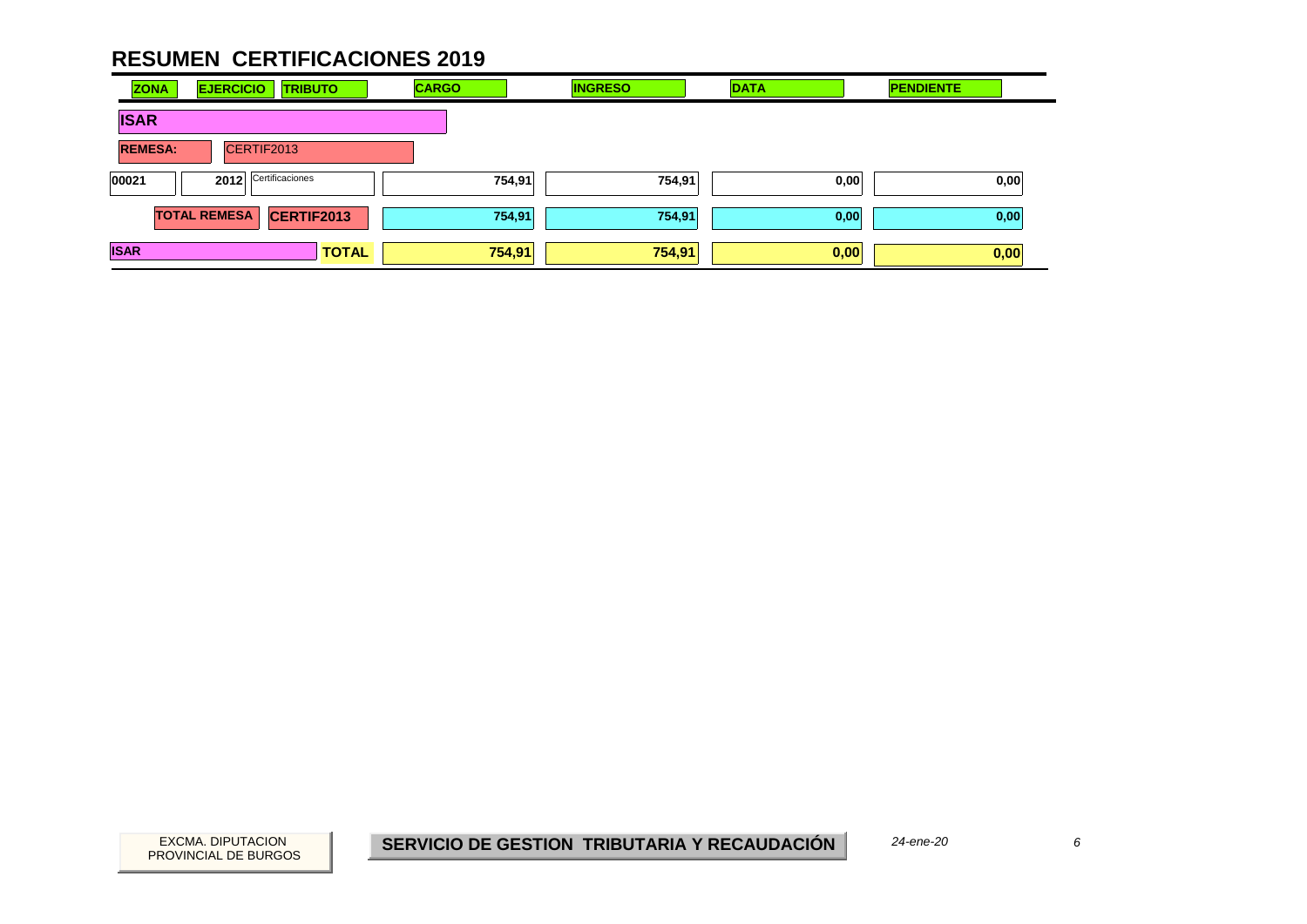# RESUMEN CERTIFICACIONES 2019

| ZONA | EJERCICIO | TRIBUTO | CARGO | INGRESO | DATA | PENDIENTE |
|---|---|---|---|---|---|---|
| **ISAR** | | | | | | |
| **REMESA:** | CERTIF2013 | | | | | |
| 00021 | 2012 | Certificaciones | 754,91 | 754,91 | 0,00 | 0,00 |
| | **TOTAL REMESA** | **CERTIF2013** | **754,91** | **754,91** | **0,00** | **0,00** |
| **ISAR** | | **TOTAL** | **754,91** | **754,91** | **0,00** | **0,00** |

EXCMA. DIPUTACION PROVINCIAL DE BURGOS

**SERVICIO DE GESTION TRIBUTARIA Y RECAUDACIÓN**

*24-ene-20*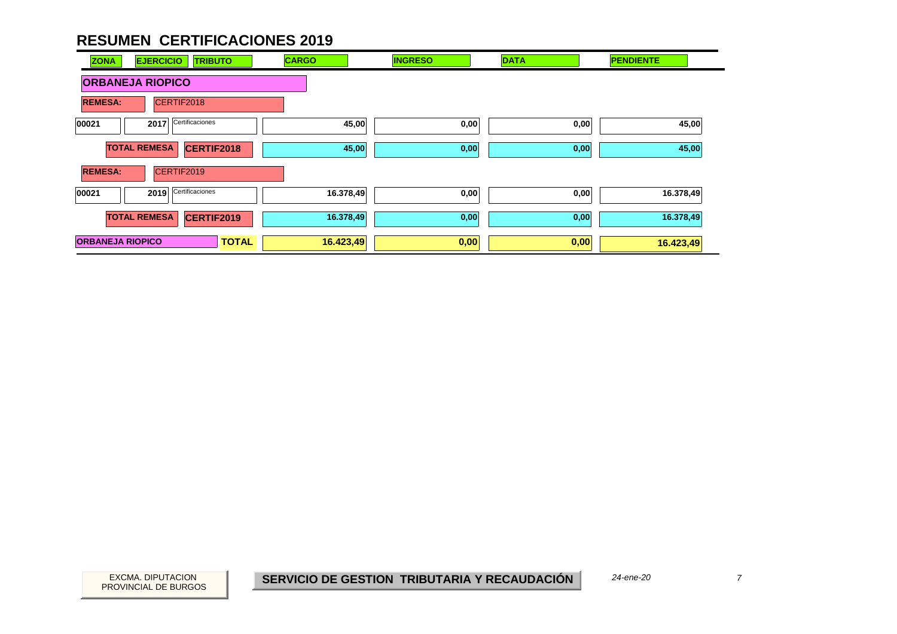# RESUMEN CERTIFICACIONES 2019

| ZONA | EJERCICIO | TRIBUTO | CARGO | INGRESO | DATA | PENDIENTE |
|---|---|---|---|---|---|---|
| **ORBANEJA RIOPICO** | | | | | | |
| **REMESA:** | CERTIF2018 | | | | | |
| 00021 | 2017 | Certificaciones | 45,00 | 0,00 | 0,00 | 45,00 |
| | **TOTAL REMESA** | **CERTIF2018** | 45,00 | 0,00 | 0,00 | 45,00 |
| **REMESA:** | CERTIF2019 | | | | | |
| 00021 | 2019 | Certificaciones | 16.378,49 | 0,00 | 0,00 | 16.378,49 |
| | **TOTAL REMESA** | **CERTIF2019** | 16.378,49 | 0,00 | 0,00 | 16.378,49 |
| **ORBANEJA RIOPICO** | | **TOTAL** | **16.423,49** | **0,00** | **0,00** | **16.423,49** |

EXCMA. DIPUTACION PROVINCIAL DE BURGOS

**SERVICIO DE GESTION TRIBUTARIA Y RECAUDACIÓN**

*24-ene-20*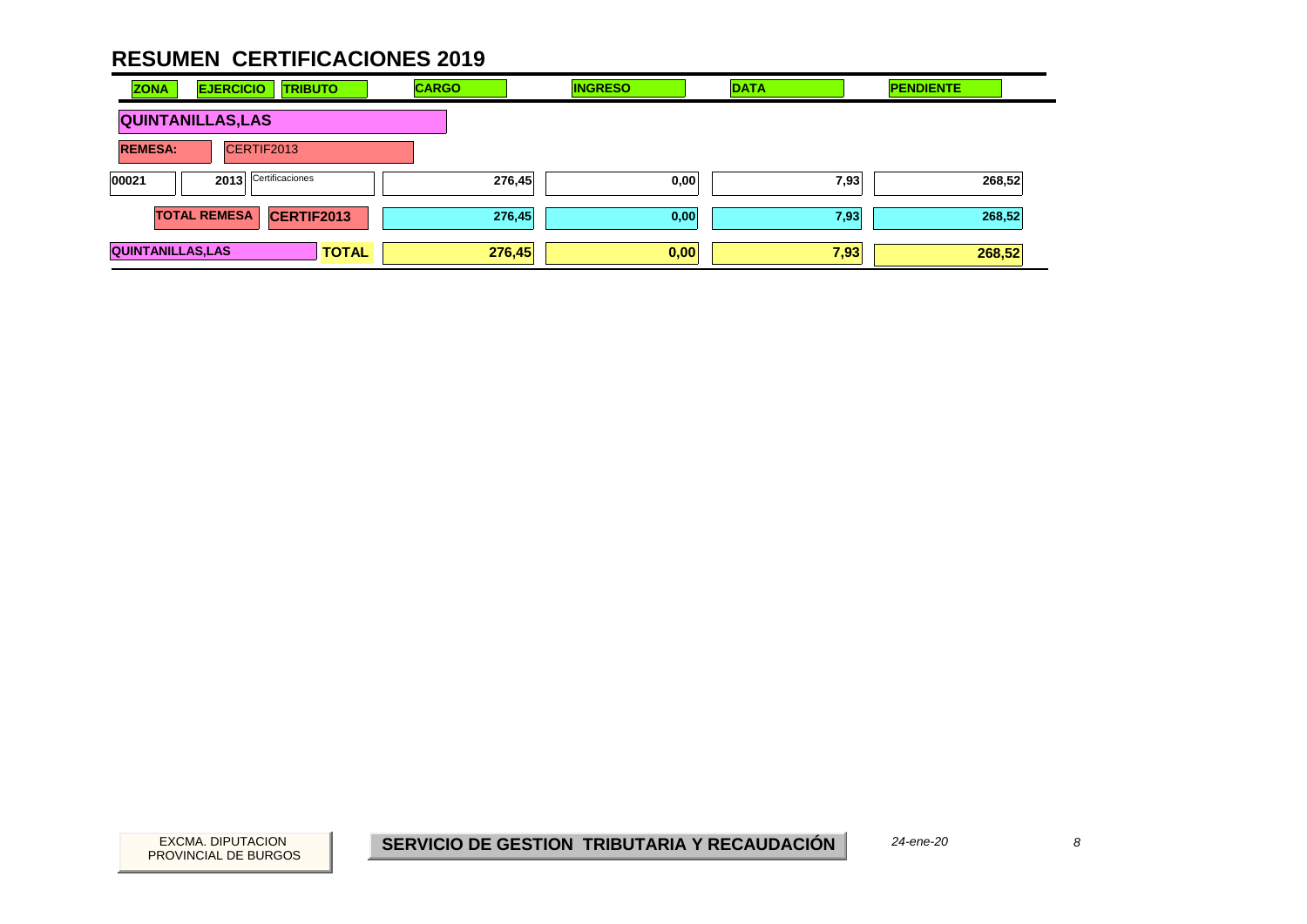# RESUMEN CERTIFICACIONES 2019

| ZONA | EJERCICIO | TRIBUTO | CARGO | INGRESO | DATA | PENDIENTE |
|---|---|---|---|---|---|---|
| **QUINTANILLAS,LAS** | | | | | | |
| **REMESA:** | CERTIF2013 | | | | | |
| 00021 | 2013 | Certificaciones | 276,45 | 0,00 | 7,93 | 268,52 |
| | **TOTAL REMESA** | **CERTIF2013** | 276,45 | 0,00 | 7,93 | 268,52 |
| **QUINTANILLAS,LAS** | | **TOTAL** | **276,45** | **0,00** | **7,93** | **268,52** |

EXCMA. DIPUTACION PROVINCIAL DE BURGOS

**SERVICIO DE GESTION TRIBUTARIA Y RECAUDACIÓN**

*24-ene-20*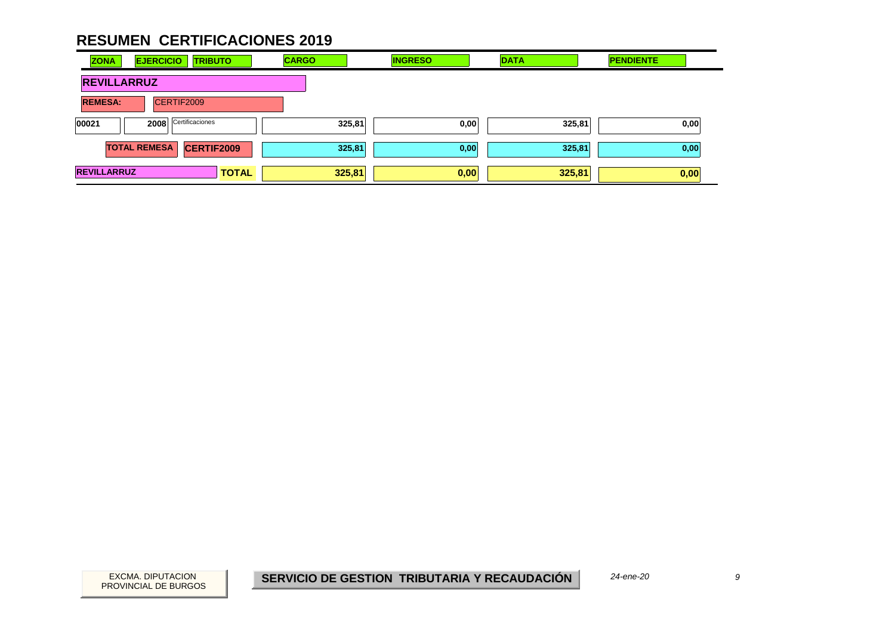# RESUMEN CERTIFICACIONES 2019

| ZONA | EJERCICIO | TRIBUTO | CARGO | INGRESO | DATA | PENDIENTE |
|---|---|---|---|---|---|---|
| **REVILLARRUZ** | | | | | | |
| **REMESA:** | CERTIF2009 | | | | | |
| 00021 | 2008 | Certificaciones | 325,81 | 0,00 | 325,81 | 0,00 |
| | **TOTAL REMESA** | **CERTIF2009** | 325,81 | 0,00 | 325,81 | 0,00 |
| **REVILLARRUZ** | | **TOTAL** | **325,81** | **0,00** | **325,81** | **0,00** |

EXCMA. DIPUTACION PROVINCIAL DE BURGOS

**SERVICIO DE GESTION TRIBUTARIA Y RECAUDACIÓN**

*24-ene-20*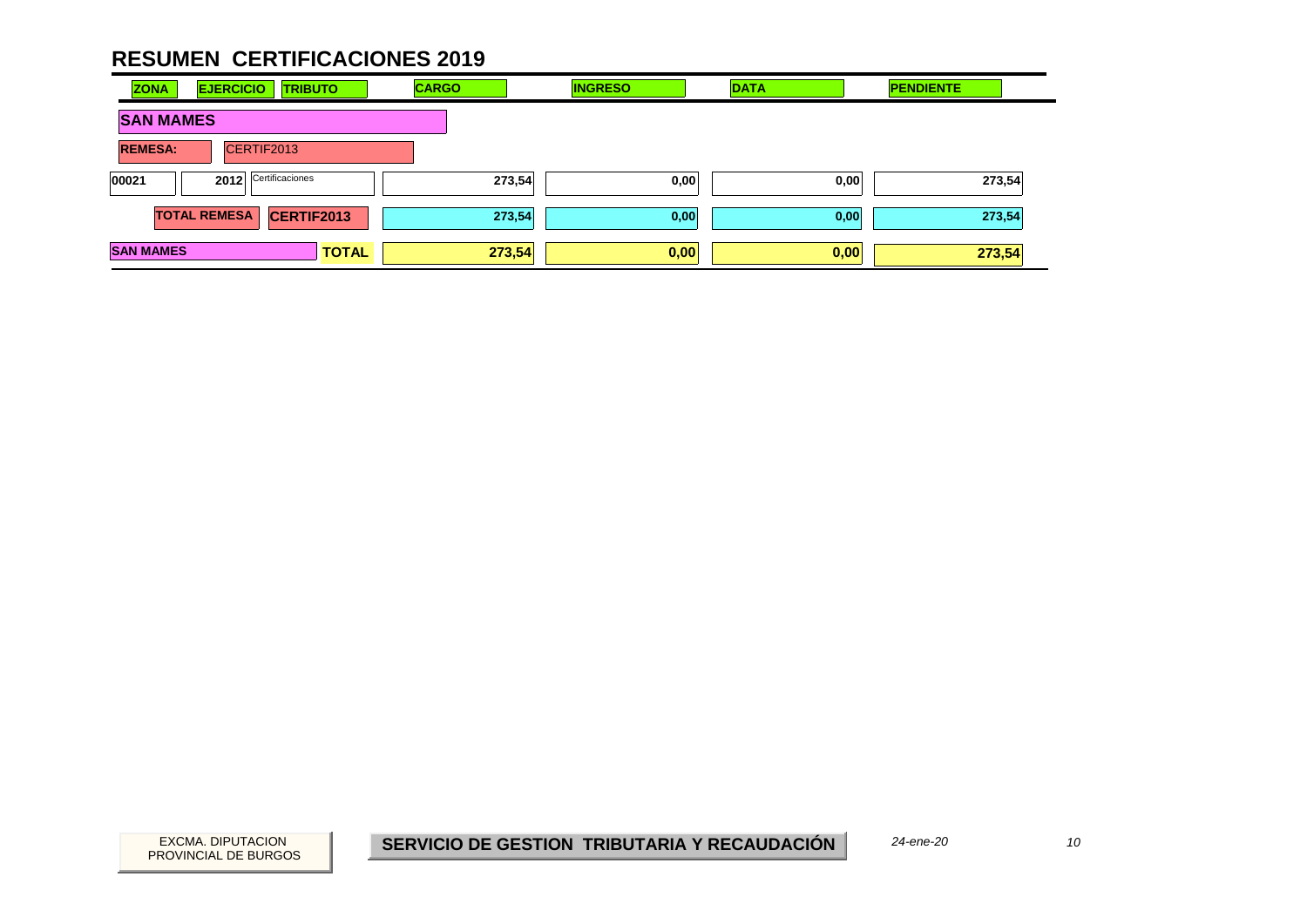# RESUMEN CERTIFICACIONES 2019

| ZONA | EJERCICIO | TRIBUTO | CARGO | INGRESO | DATA | PENDIENTE |
|---|---|---|---|---|---|---|
| **SAN MAMES** | | | | | | |
| **REMESA:** | CERTIF2013 | | | | | |
| 00021 | 2012 | Certificaciones | 273,54 | 0,00 | 0,00 | 273,54 |
| **TOTAL REMESA** | | **CERTIF2013** | 273,54 | 0,00 | 0,00 | 273,54 |
| **SAN MAMES** | | **TOTAL** | **273,54** | **0,00** | **0,00** | **273,54** |

EXCMA. DIPUTACION PROVINCIAL DE BURGOS

**SERVICIO DE GESTION TRIBUTARIA Y RECAUDACIÓN**

*24-ene-20*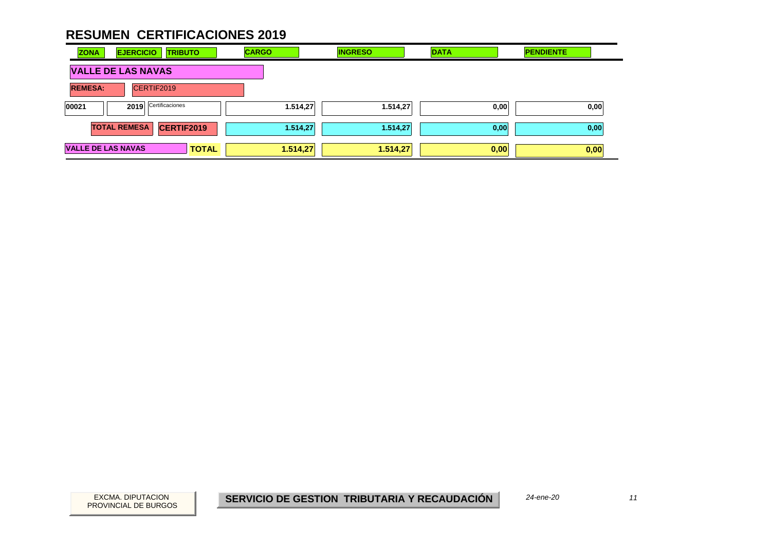# RESUMEN CERTIFICACIONES 2019

| ZONA | EJERCICIO | TRIBUTO | CARGO | INGRESO | DATA | PENDIENTE |
|---|---|---|---|---|---|---|
| **VALLE DE LAS NAVAS** | | | | | | |
| **REMESA:** | CERTIF2019 | | | | | |
| 00021 | 2019 | Certificaciones | 1.514,27 | 1.514,27 | 0,00 | 0,00 |
| **TOTAL REMESA** | | **CERTIF2019** | 1.514,27 | 1.514,27 | 0,00 | 0,00 |
| **VALLE DE LAS NAVAS** | | **TOTAL** | **1.514,27** | **1.514,27** | **0,00** | **0,00** |

EXCMA. DIPUTACION PROVINCIAL DE BURGOS

**SERVICIO DE GESTION TRIBUTARIA Y RECAUDACIÓN**

*24-ene-20*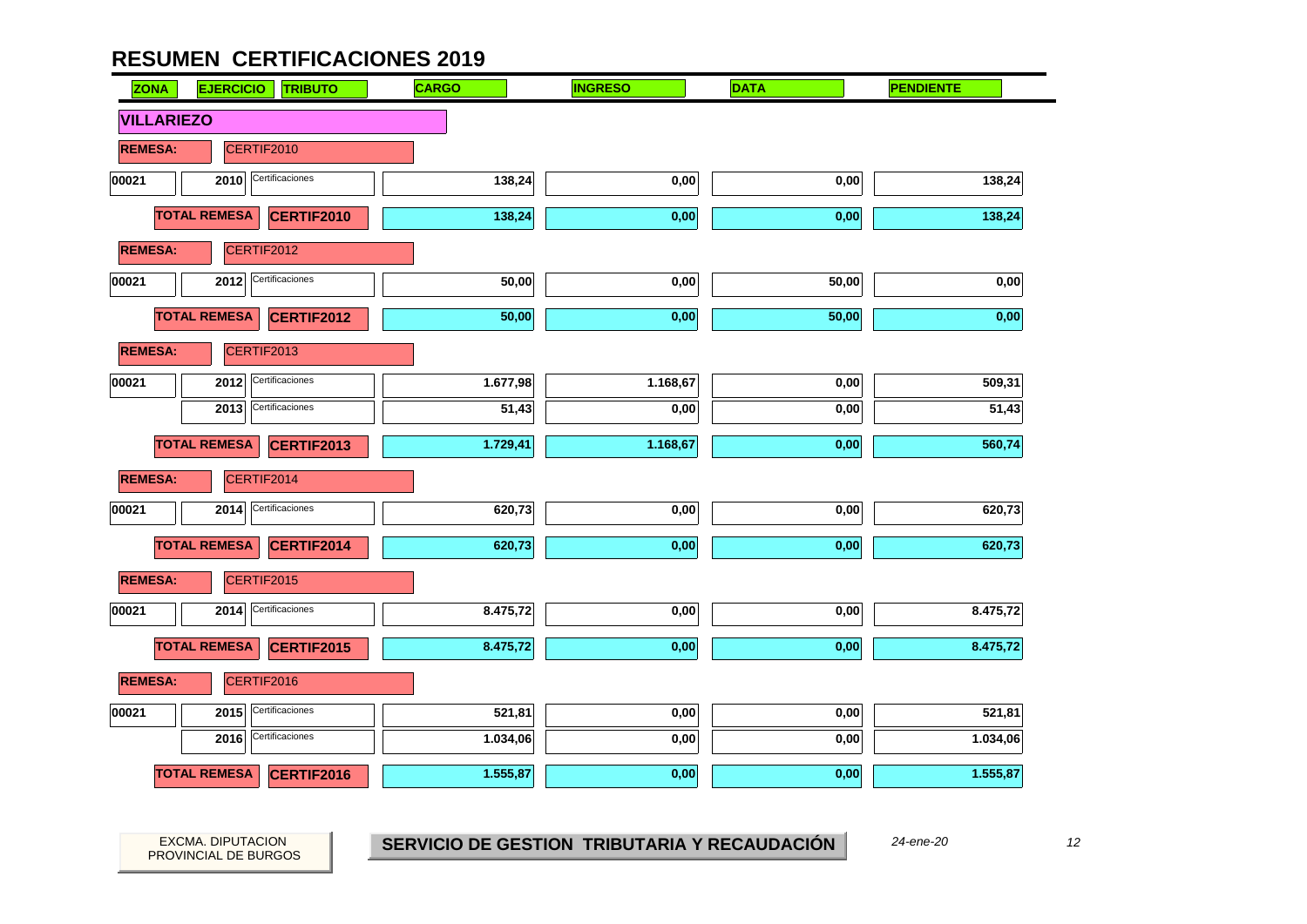# RESUMEN CERTIFICACIONES 2019

| ZONA | EJERCICIO | TRIBUTO | CARGO | INGRESO | DATA | PENDIENTE |
|---|---|---|---|---|---|---|
| **VILLARIEZO** | | | | | | |
| **REMESA:** | CERTIF2010 | | | | | |
| 00021 | 2010 | Certificaciones | 138,24 | 0,00 | 0,00 | 138,24 |
| **TOTAL REMESA** | | **CERTIF2010** | 138,24 | 0,00 | 0,00 | 138,24 |
| **REMESA:** | CERTIF2012 | | | | | |
| 00021 | 2012 | Certificaciones | 50,00 | 0,00 | 50,00 | 0,00 |
| **TOTAL REMESA** | | **CERTIF2012** | 50,00 | 0,00 | 50,00 | 0,00 |
| **REMESA:** | CERTIF2013 | | | | | |
| 00021 | 2012 | Certificaciones | 1.677,98 | 1.168,67 | 0,00 | 509,31 |
| | 2013 | Certificaciones | 51,43 | 0,00 | 0,00 | 51,43 |
| **TOTAL REMESA** | | **CERTIF2013** | 1.729,41 | 1.168,67 | 0,00 | 560,74 |
| **REMESA:** | CERTIF2014 | | | | | |
| 00021 | 2014 | Certificaciones | 620,73 | 0,00 | 0,00 | 620,73 |
| **TOTAL REMESA** | | **CERTIF2014** | 620,73 | 0,00 | 0,00 | 620,73 |
| **REMESA:** | CERTIF2015 | | | | | |
| 00021 | 2014 | Certificaciones | 8.475,72 | 0,00 | 0,00 | 8.475,72 |
| **TOTAL REMESA** | | **CERTIF2015** | 8.475,72 | 0,00 | 0,00 | 8.475,72 |
| **REMESA:** | CERTIF2016 | | | | | |
| 00021 | 2015 | Certificaciones | 521,81 | 0,00 | 0,00 | 521,81 |
| | 2016 | Certificaciones | 1.034,06 | 0,00 | 0,00 | 1.034,06 |
| **TOTAL REMESA** | | **CERTIF2016** | 1.555,87 | 0,00 | 0,00 | 1.555,87 |

EXCMA. DIPUTACION PROVINCIAL DE BURGOS

**SERVICIO DE GESTION TRIBUTARIA Y RECAUDACIÓN**

*24-ene-20*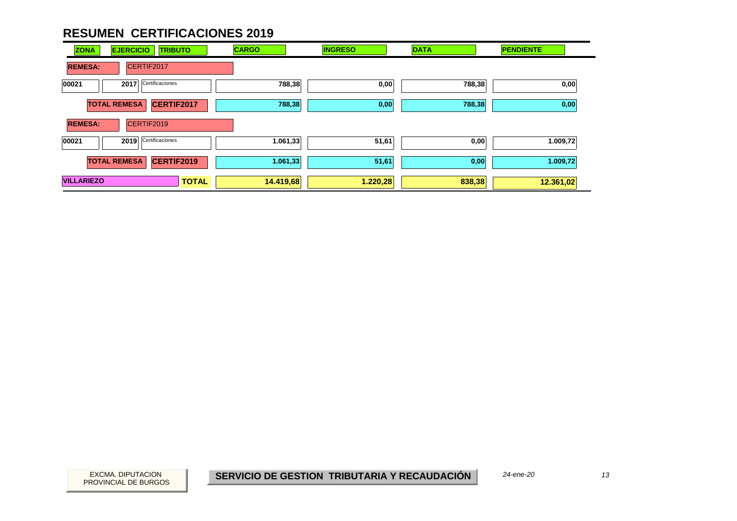# RESUMEN CERTIFICACIONES 2019

| ZONA | EJERCICIO | TRIBUTO | CARGO | INGRESO | DATA | PENDIENTE |
|---|---|---|---|---|---|---|
| **REMESA:** | CERTIF2017 | | | | | |
| 00021 | 2017 | Certificaciones | 788,38 | 0,00 | 788,38 | 0,00 |
| | **TOTAL REMESA** | **CERTIF2017** | 788,38 | 0,00 | 788,38 | 0,00 |
| **REMESA:** | CERTIF2019 | | | | | |
| 00021 | 2019 | Certificaciones | 1.061,33 | 51,61 | 0,00 | 1.009,72 |
| | **TOTAL REMESA** | **CERTIF2019** | 1.061,33 | 51,61 | 0,00 | 1.009,72 |
| **VILLARIEZO** | | **TOTAL** | **14.419,68** | **1.220,28** | **838,38** | **12.361,02** |

EXCMA. DIPUTACION PROVINCIAL DE BURGOS

**SERVICIO DE GESTION TRIBUTARIA Y RECAUDACIÓN**

*24-ene-20*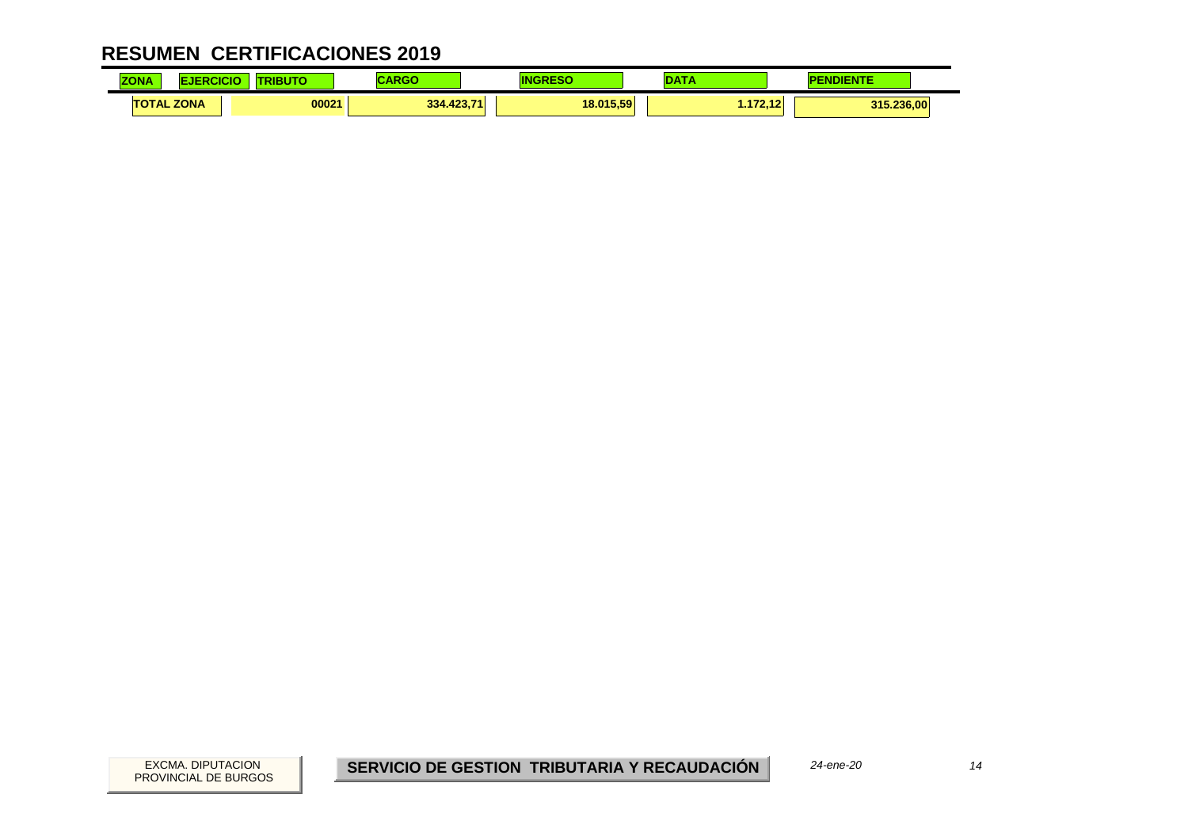# RESUMEN CERTIFICACIONES 2019

| ZONA | EJERCICIO | TRIBUTO | CARGO | INGRESO | DATA | PENDIENTE |
|---|---|---|---|---|---|---|
| TOTAL ZONA | | 00021 | 334.423,71 | 18.015,59 | 1.172,12 | 315.236,00 |

EXCMA. DIPUTACION PROVINCIAL DE BURGOS

**SERVICIO DE GESTION TRIBUTARIA Y RECAUDACIÓN**

*24-ene-20*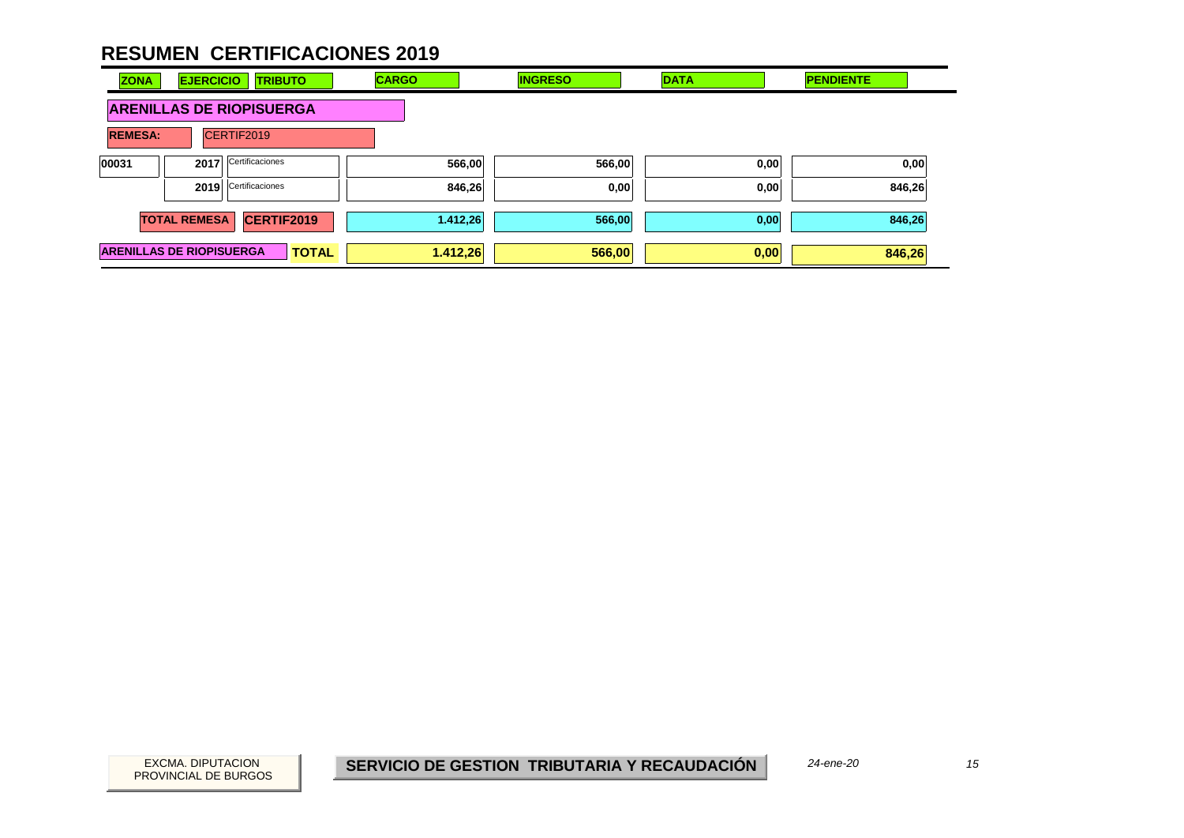# RESUMEN CERTIFICACIONES 2019

| ZONA | EJERCICIO | TRIBUTO | CARGO | INGRESO | DATA | PENDIENTE |
|---|---|---|---|---|---|---|
| **ARENILLAS DE RIOPISUERGA** | | | | | | |
| **REMESA:** | CERTIF2019 | | | | | |
| 00031 | 2017 | Certificaciones | 566,00 | 566,00 | 0,00 | 0,00 |
| | 2019 | Certificaciones | 846,26 | 0,00 | 0,00 | 846,26 |
| **TOTAL REMESA** | | **CERTIF2019** | **1.412,26** | **566,00** | **0,00** | **846,26** |
| **ARENILLAS DE RIOPISUERGA** | | **TOTAL** | **1.412,26** | **566,00** | **0,00** | **846,26** |

EXCMA. DIPUTACION PROVINCIAL DE BURGOS

**SERVICIO DE GESTION TRIBUTARIA Y RECAUDACIÓN**

*24-ene-20*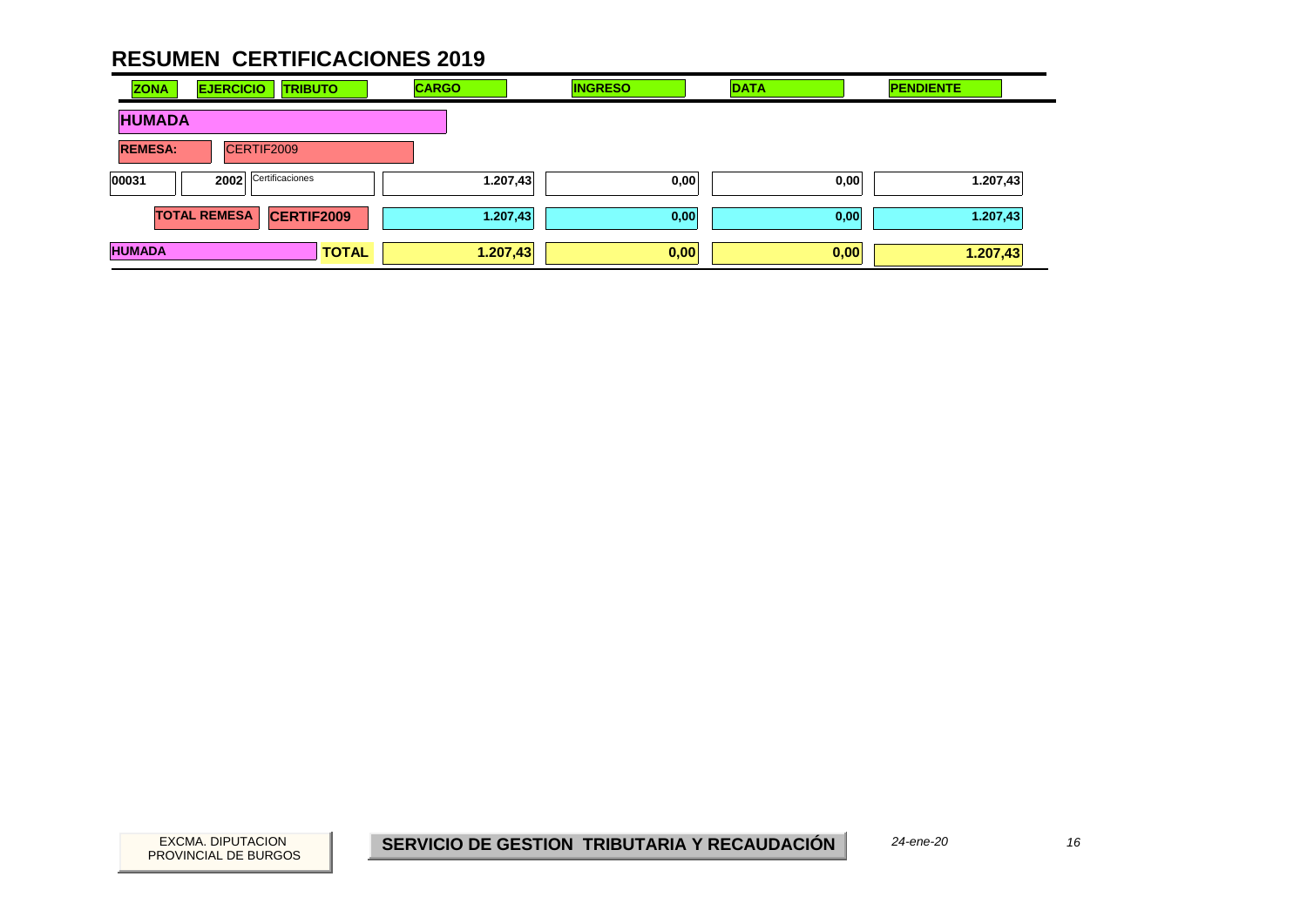# RESUMEN CERTIFICACIONES 2019

| ZONA | EJERCICIO | TRIBUTO | CARGO | INGRESO | DATA | PENDIENTE |
|---|---|---|---|---|---|---|
| **HUMADA** | | | | | | |
| **REMESA:** | CERTIF2009 | | | | | |
| 00031 | 2002 | Certificaciones | 1.207,43 | 0,00 | 0,00 | 1.207,43 |
| **TOTAL REMESA** | | **CERTIF2009** | 1.207,43 | 0,00 | 0,00 | 1.207,43 |
| **HUMADA** | | **TOTAL** | **1.207,43** | **0,00** | **0,00** | **1.207,43** |

EXCMA. DIPUTACION PROVINCIAL DE BURGOS

**SERVICIO DE GESTION TRIBUTARIA Y RECAUDACIÓN**

*24-ene-20*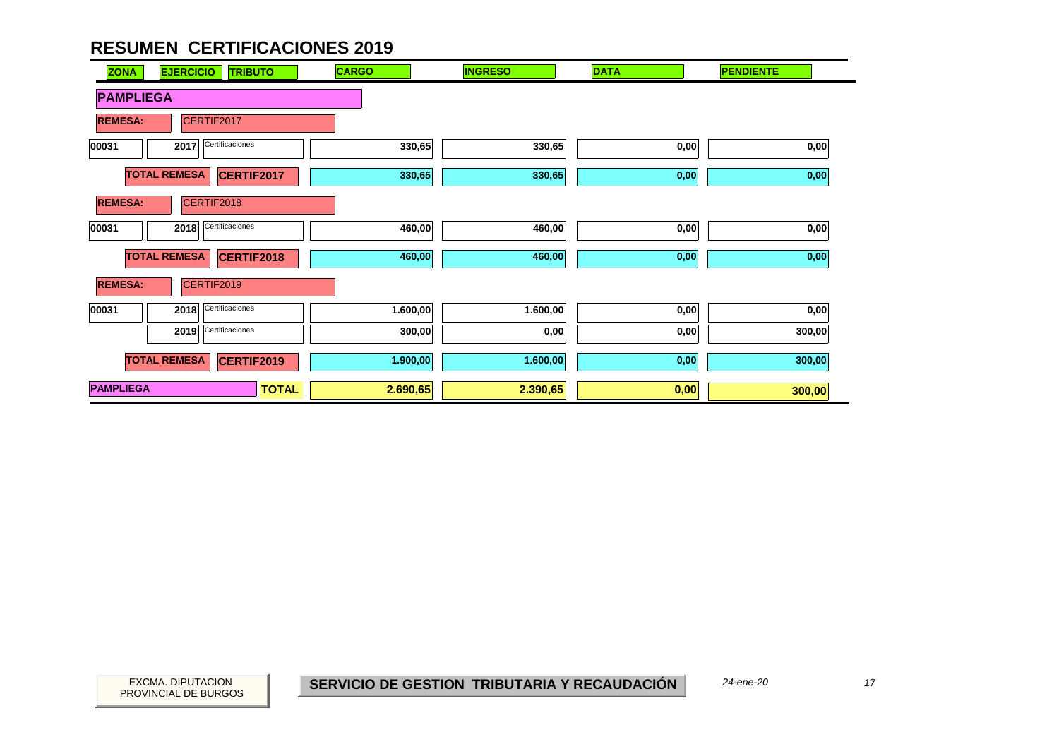# RESUMEN CERTIFICACIONES 2019

| ZONA | EJERCICIO | TRIBUTO | CARGO | INGRESO | DATA | PENDIENTE |
|---|---|---|---|---|---|---|
| **PAMPLIEGA** | | | | | | |
| **REMESA:** | CERTIF2017 | | | | | |
| 00031 | 2017 | Certificaciones | 330,65 | 330,65 | 0,00 | 0,00 |
| **TOTAL REMESA** | | **CERTIF2017** | 330,65 | 330,65 | 0,00 | 0,00 |
| **REMESA:** | CERTIF2018 | | | | | |
| 00031 | 2018 | Certificaciones | 460,00 | 460,00 | 0,00 | 0,00 |
| **TOTAL REMESA** | | **CERTIF2018** | 460,00 | 460,00 | 0,00 | 0,00 |
| **REMESA:** | CERTIF2019 | | | | | |
| 00031 | 2018 | Certificaciones | 1.600,00 | 1.600,00 | 0,00 | 0,00 |
| | 2019 | Certificaciones | 300,00 | 0,00 | 0,00 | 300,00 |
| **TOTAL REMESA** | | **CERTIF2019** | 1.900,00 | 1.600,00 | 0,00 | 300,00 |
| **PAMPLIEGA** | | **TOTAL** | **2.690,65** | **2.390,65** | **0,00** | **300,00** |

EXCMA. DIPUTACION PROVINCIAL DE BURGOS

**SERVICIO DE GESTION TRIBUTARIA Y RECAUDACIÓN**

*24-ene-20*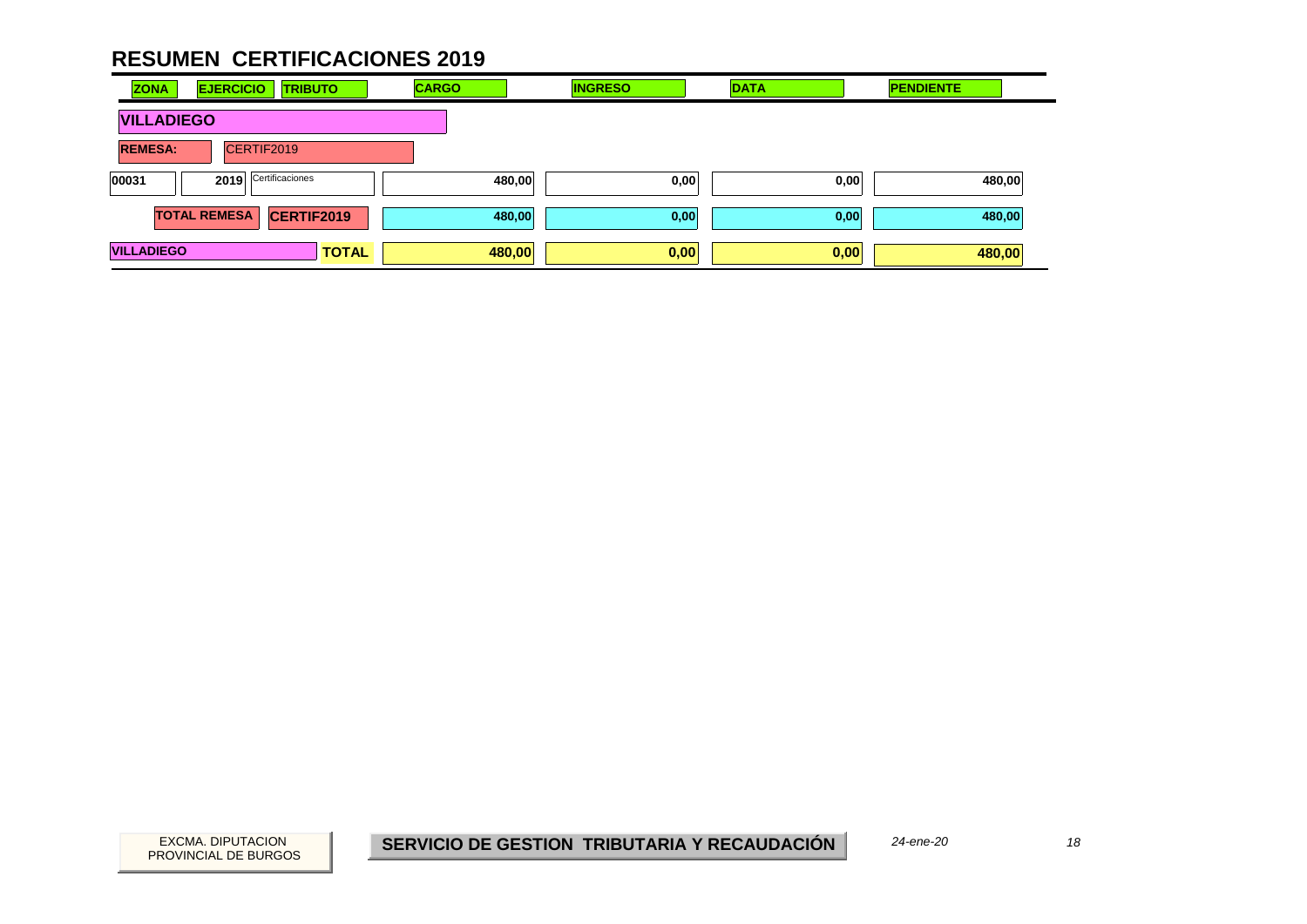# RESUMEN CERTIFICACIONES 2019

| ZONA | EJERCICIO | TRIBUTO | CARGO | INGRESO | DATA | PENDIENTE |
|---|---|---|---|---|---|---|
| **VILLADIEGO** | | | | | | |
| **REMESA:** | CERTIF2019 | | | | | |
| 00031 | 2019 | Certificaciones | 480,00 | 0,00 | 0,00 | 480,00 |
| | **TOTAL REMESA** | **CERTIF2019** | **480,00** | **0,00** | **0,00** | **480,00** |
| **VILLADIEGO** | | **TOTAL** | **480,00** | **0,00** | **0,00** | **480,00** |

EXCMA. DIPUTACION PROVINCIAL DE BURGOS

**SERVICIO DE GESTION TRIBUTARIA Y RECAUDACIÓN**

*24-ene-20*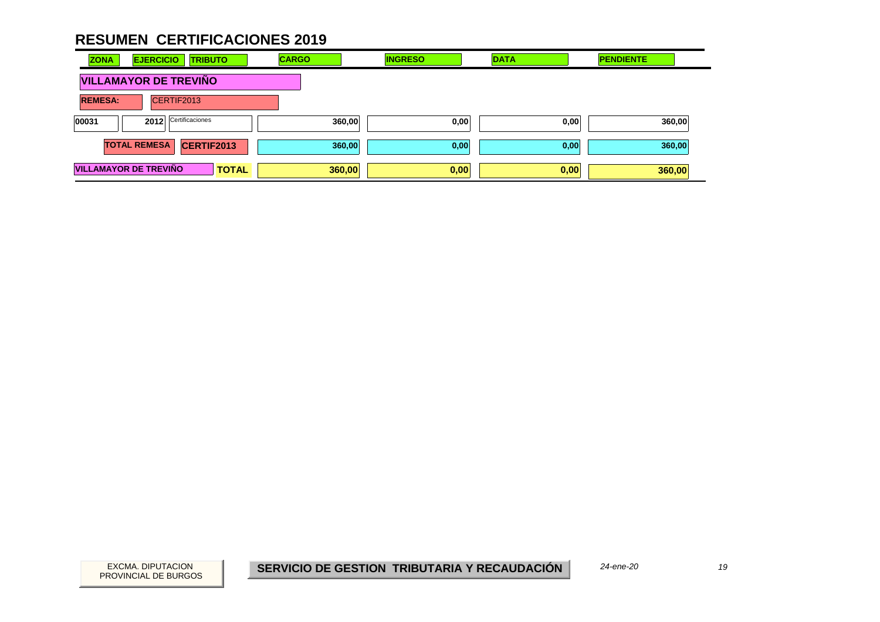# RESUMEN CERTIFICACIONES 2019

| ZONA | EJERCICIO | TRIBUTO | CARGO | INGRESO | DATA | PENDIENTE |
|---|---|---|---|---|---|---|
| **VILLAMAYOR DE TREVIÑO** | | | | | | |
| **REMESA:** | CERTIF2013 | | | | | |
| 00031 | 2012 | Certificaciones | 360,00 | 0,00 | 0,00 | 360,00 |
| | **TOTAL REMESA** | **CERTIF2013** | **360,00** | **0,00** | **0,00** | **360,00** |
| **VILLAMAYOR DE TREVIÑO** | | **TOTAL** | **360,00** | **0,00** | **0,00** | **360,00** |

EXCMA. DIPUTACION PROVINCIAL DE BURGOS

**SERVICIO DE GESTION TRIBUTARIA Y RECAUDACIÓN**

*24-ene-20*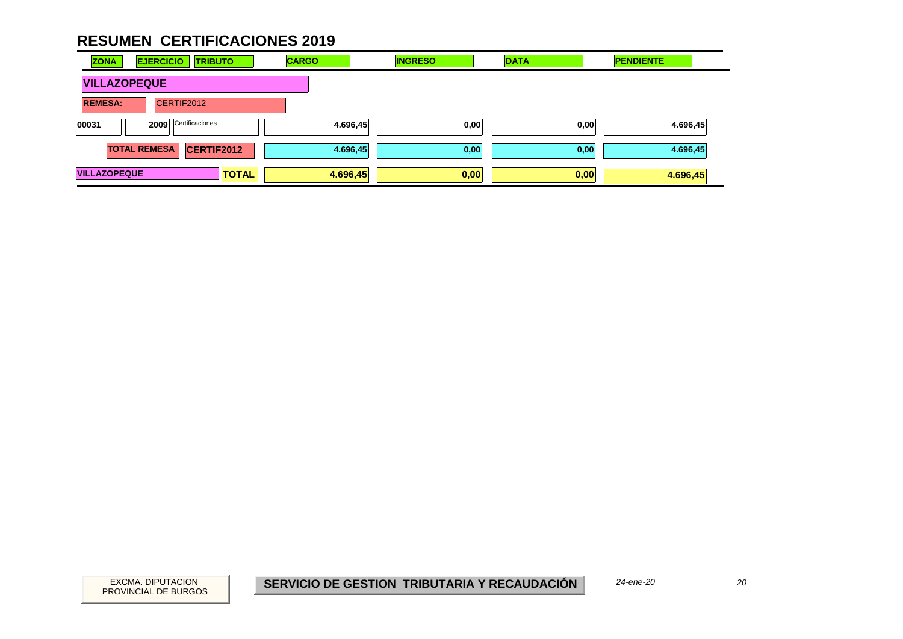# RESUMEN CERTIFICACIONES 2019

| ZONA | EJERCICIO | TRIBUTO | CARGO | INGRESO | DATA | PENDIENTE |
|---|---|---|---|---|---|---|
| **VILLAZOPEQUE** | | | | | | |
| **REMESA:** | CERTIF2012 | | | | | |
| 00031 | 2009 | Certificaciones | 4.696,45 | 0,00 | 0,00 | 4.696,45 |
| **TOTAL REMESA** | | **CERTIF2012** | 4.696,45 | 0,00 | 0,00 | 4.696,45 |
| **VILLAZOPEQUE** | | **TOTAL** | **4.696,45** | **0,00** | **0,00** | **4.696,45** |

EXCMA. DIPUTACION PROVINCIAL DE BURGOS

**SERVICIO DE GESTION TRIBUTARIA Y RECAUDACIÓN**

*24-ene-20*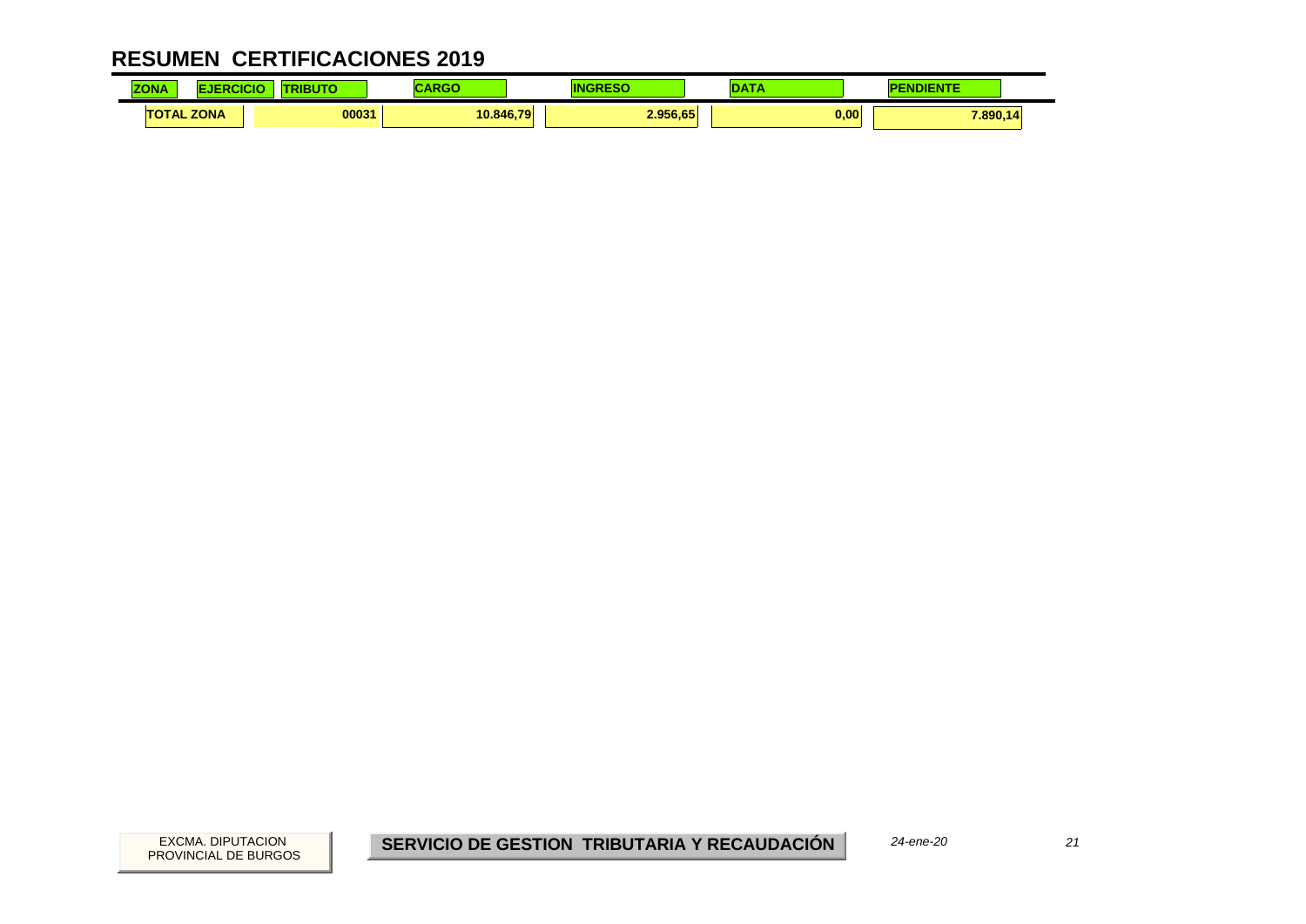# RESUMEN CERTIFICACIONES 2019

| ZONA | EJERCICIO | TRIBUTO | CARGO | INGRESO | DATA | PENDIENTE |
|---|---|---|---|---|---|---|
| TOTAL ZONA | | 00031 | 10.846,79 | 2.956,65 | 0,00 | 7.890,14 |

EXCMA. DIPUTACION PROVINCIAL DE BURGOS

**SERVICIO DE GESTION TRIBUTARIA Y RECAUDACIÓN**

*24-ene-20*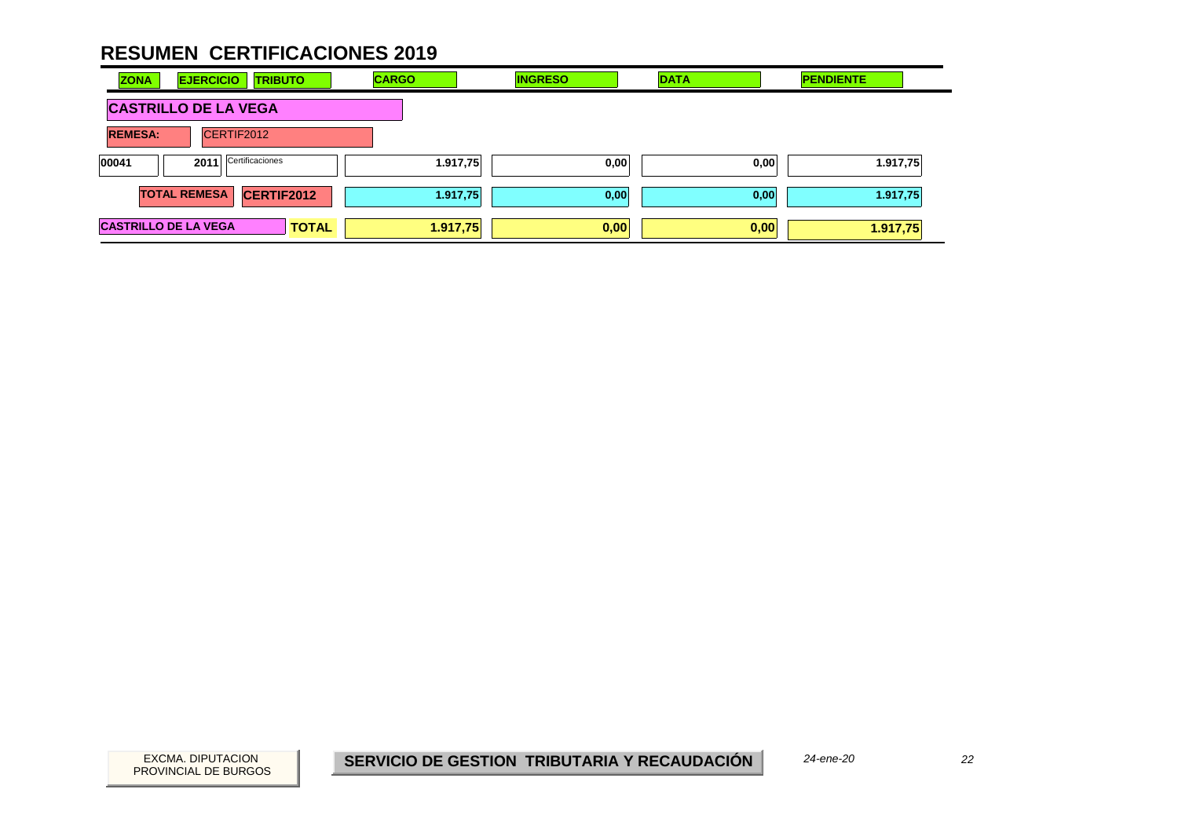# RESUMEN CERTIFICACIONES 2019

| ZONA | EJERCICIO | TRIBUTO | CARGO | INGRESO | DATA | PENDIENTE |
|---|---|---|---|---|---|---|
| **CASTRILLO DE LA VEGA** | | | | | | |
| **REMESA:** | CERTIF2012 | | | | | |
| 00041 | 2011 | Certificaciones | 1.917,75 | 0,00 | 0,00 | 1.917,75 |
| **TOTAL REMESA** | | **CERTIF2012** | 1.917,75 | 0,00 | 0,00 | 1.917,75 |
| **CASTRILLO DE LA VEGA** | | **TOTAL** | **1.917,75** | **0,00** | **0,00** | **1.917,75** |

EXCMA. DIPUTACION PROVINCIAL DE BURGOS

**SERVICIO DE GESTION TRIBUTARIA Y RECAUDACIÓN**

*24-ene-20*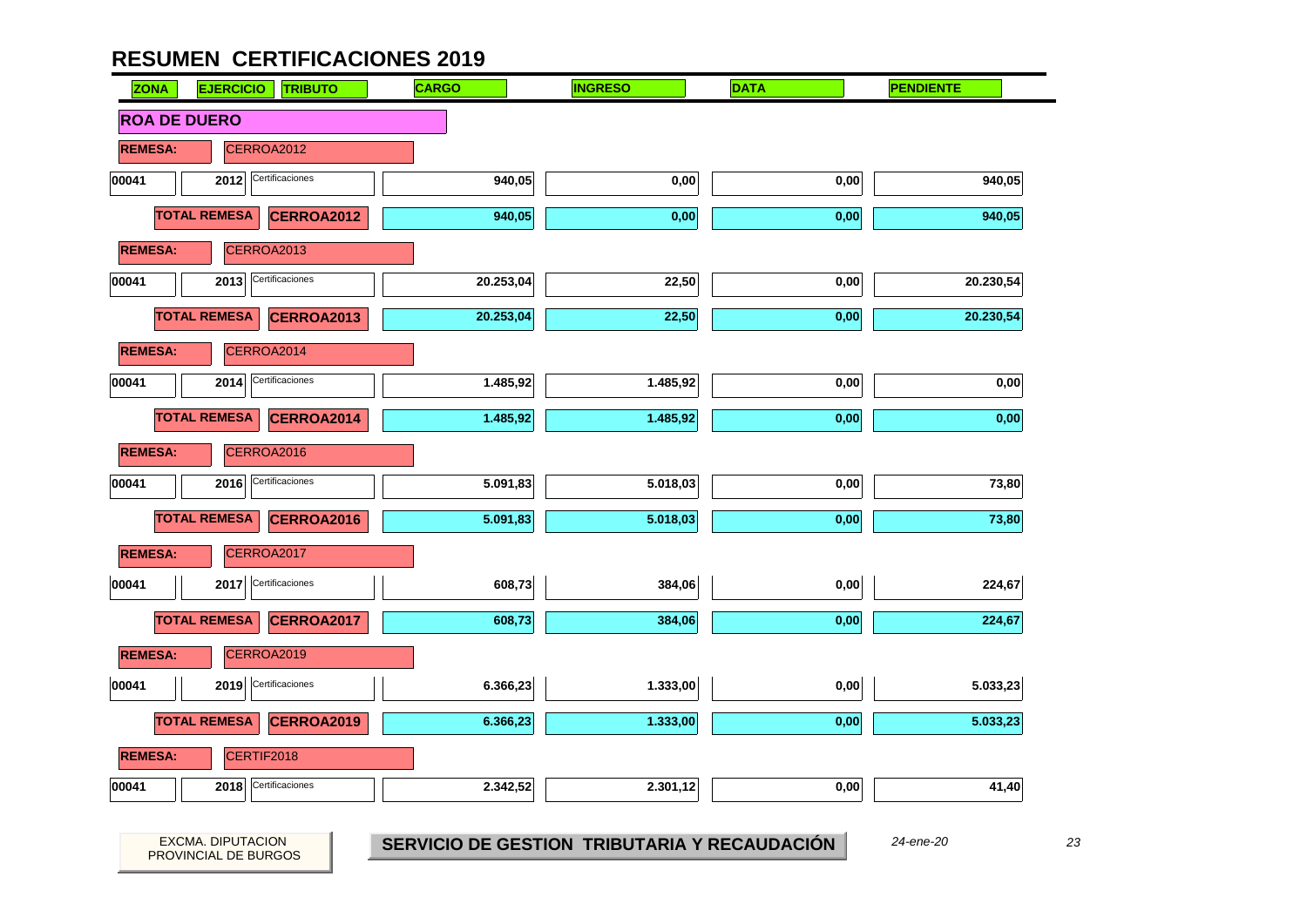# RESUMEN CERTIFICACIONES 2019

| ZONA | EJERCICIO | TRIBUTO | CARGO | INGRESO | DATA | PENDIENTE |
|---|---|---|---|---|---|---|
| **ROA DE DUERO** | | | | | | |
| **REMESA:** | CERROA2012 | | | | | |
| 00041 | 2012 | Certificaciones | 940,05 | 0,00 | 0,00 | 940,05 |
| **TOTAL REMESA** | **CERROA2012** | | **940,05** | **0,00** | **0,00** | **940,05** |
| **REMESA:** | CERROA2013 | | | | | |
| 00041 | 2013 | Certificaciones | 20.253,04 | 22,50 | 0,00 | 20.230,54 |
| **TOTAL REMESA** | **CERROA2013** | | **20.253,04** | **22,50** | **0,00** | **20.230,54** |
| **REMESA:** | CERROA2014 | | | | | |
| 00041 | 2014 | Certificaciones | 1.485,92 | 1.485,92 | 0,00 | 0,00 |
| **TOTAL REMESA** | **CERROA2014** | | **1.485,92** | **1.485,92** | **0,00** | **0,00** |
| **REMESA:** | CERROA2016 | | | | | |
| 00041 | 2016 | Certificaciones | 5.091,83 | 5.018,03 | 0,00 | 73,80 |
| **TOTAL REMESA** | **CERROA2016** | | **5.091,83** | **5.018,03** | **0,00** | **73,80** |
| **REMESA:** | CERROA2017 | | | | | |
| 00041 | 2017 | Certificaciones | 608,73 | 384,06 | 0,00 | 224,67 |
| **TOTAL REMESA** | **CERROA2017** | | **608,73** | **384,06** | **0,00** | **224,67** |
| **REMESA:** | CERROA2019 | | | | | |
| 00041 | 2019 | Certificaciones | 6.366,23 | 1.333,00 | 0,00 | 5.033,23 |
| **TOTAL REMESA** | **CERROA2019** | | **6.366,23** | **1.333,00** | **0,00** | **5.033,23** |
| **REMESA:** | CERTIF2018 | | | | | |
| 00041 | 2018 | Certificaciones | 2.342,52 | 2.301,12 | 0,00 | 41,40 |

EXCMA. DIPUTACION PROVINCIAL DE BURGOS

**SERVICIO DE GESTION TRIBUTARIA Y RECAUDACIÓN**

*24-ene-20*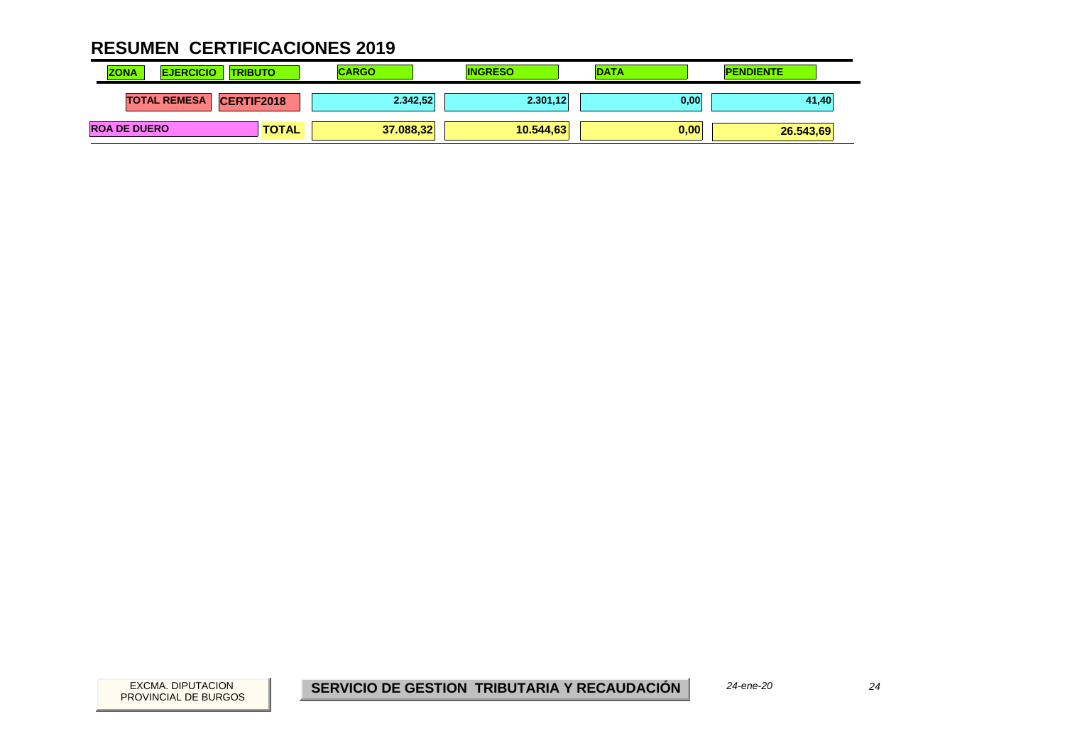# RESUMEN CERTIFICACIONES 2019

| ZONA | EJERCICIO | TRIBUTO | CARGO | INGRESO | DATA | PENDIENTE |
|---|---|---|---|---|---|---|
| | TOTAL REMESA | CERTIF2018 | 2.342,52 | 2.301,12 | 0,00 | 41,40 |
| ROA DE DUERO | | TOTAL | 37.088,32 | 10.544,63 | 0,00 | 26.543,69 |

EXCMA. DIPUTACION PROVINCIAL DE BURGOS

**SERVICIO DE GESTION TRIBUTARIA Y RECAUDACIÓN**

*24-ene-20*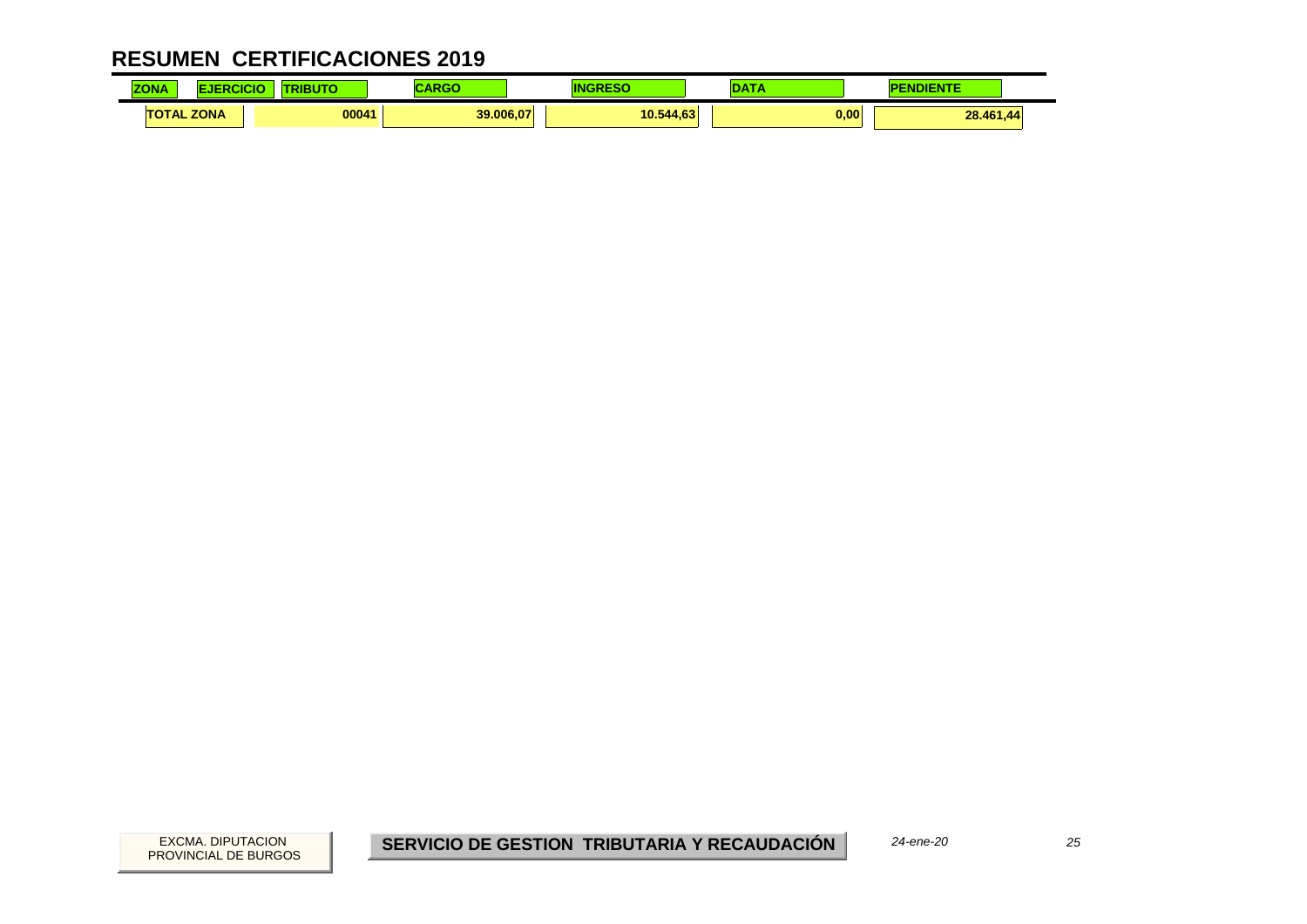# RESUMEN CERTIFICACIONES 2019

| ZONA | EJERCICIO | TRIBUTO | CARGO | INGRESO | DATA | PENDIENTE |
|---|---|---|---|---|---|---|
| TOTAL ZONA | | 00041 | 39.006,07 | 10.544,63 | 0,00 | 28.461,44 |

EXCMA. DIPUTACION PROVINCIAL DE BURGOS

**SERVICIO DE GESTION TRIBUTARIA Y RECAUDACIÓN**

*24-ene-20*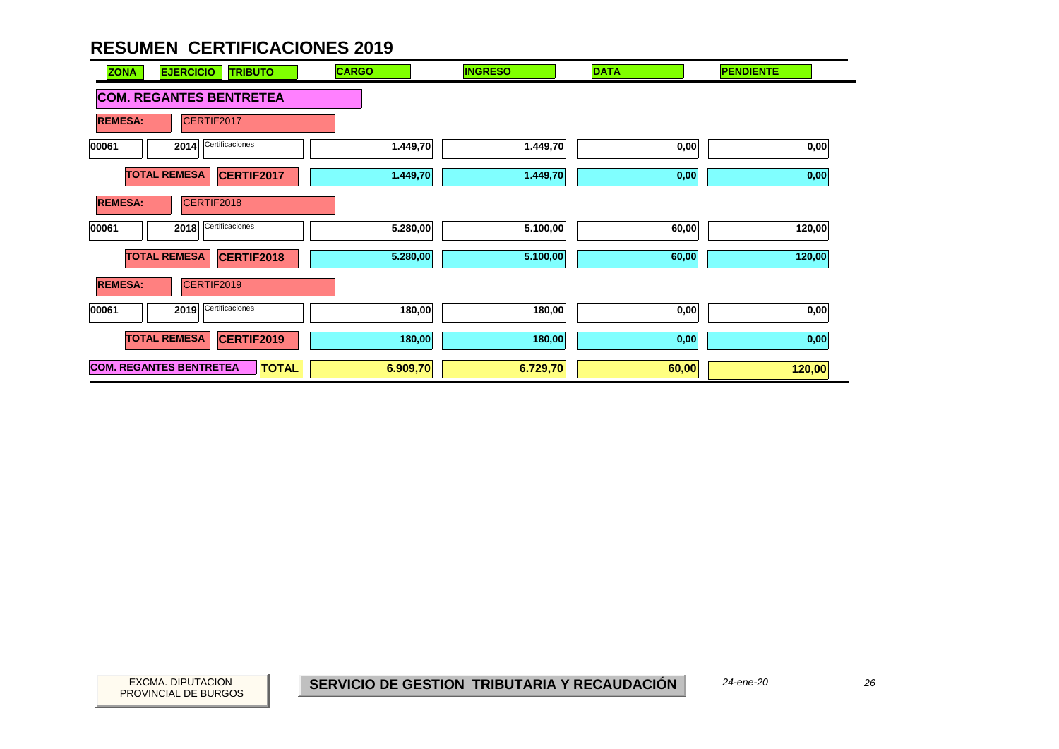# RESUMEN CERTIFICACIONES 2019

| ZONA | EJERCICIO | TRIBUTO | CARGO | INGRESO | DATA | PENDIENTE |
|---|---|---|---|---|---|---|
| **COM. REGANTES BENTRETEA** | | | | | | |
| **REMESA:** | CERTIF2017 | | | | | |
| 00061 | 2014 | Certificaciones | 1.449,70 | 1.449,70 | 0,00 | 0,00 |
| | **TOTAL REMESA** | **CERTIF2017** | 1.449,70 | 1.449,70 | 0,00 | 0,00 |
| **REMESA:** | CERTIF2018 | | | | | |
| 00061 | 2018 | Certificaciones | 5.280,00 | 5.100,00 | 60,00 | 120,00 |
| | **TOTAL REMESA** | **CERTIF2018** | 5.280,00 | 5.100,00 | 60,00 | 120,00 |
| **REMESA:** | CERTIF2019 | | | | | |
| 00061 | 2019 | Certificaciones | 180,00 | 180,00 | 0,00 | 0,00 |
| | **TOTAL REMESA** | **CERTIF2019** | 180,00 | 180,00 | 0,00 | 0,00 |
| **COM. REGANTES BENTRETEA** | | **TOTAL** | **6.909,70** | **6.729,70** | **60,00** | **120,00** |

EXCMA. DIPUTACION PROVINCIAL DE BURGOS

**SERVICIO DE GESTION TRIBUTARIA Y RECAUDACIÓN**

*24-ene-20*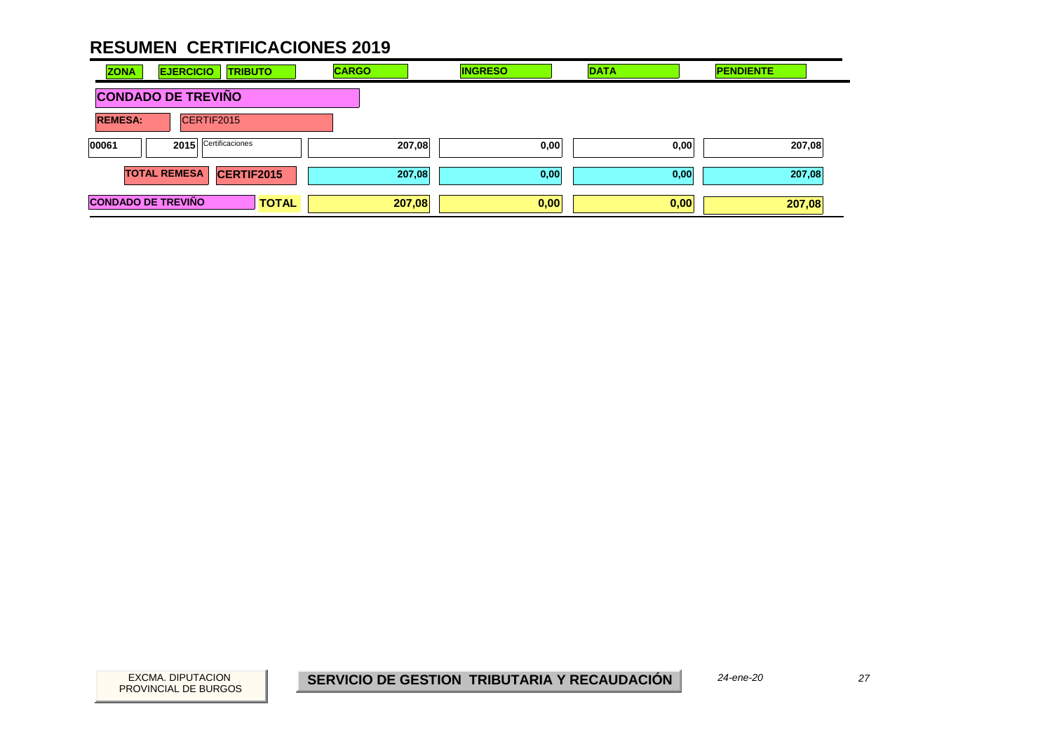# RESUMEN CERTIFICACIONES 2019

| ZONA | EJERCICIO | TRIBUTO | CARGO | INGRESO | DATA | PENDIENTE |
|---|---|---|---|---|---|---|
| **CONDADO DE TREVIÑO** | | | | | | |
| **REMESA:** | CERTIF2015 | | | | | |
| 00061 | 2015 | Certificaciones | 207,08 | 0,00 | 0,00 | 207,08 |
| **TOTAL REMESA** | **CERTIF2015** | | **207,08** | **0,00** | **0,00** | **207,08** |
| **CONDADO DE TREVIÑO** | | **TOTAL** | **207,08** | **0,00** | **0,00** | **207,08** |

EXCMA. DIPUTACION PROVINCIAL DE BURGOS

**SERVICIO DE GESTION TRIBUTARIA Y RECAUDACIÓN**

*24-ene-20*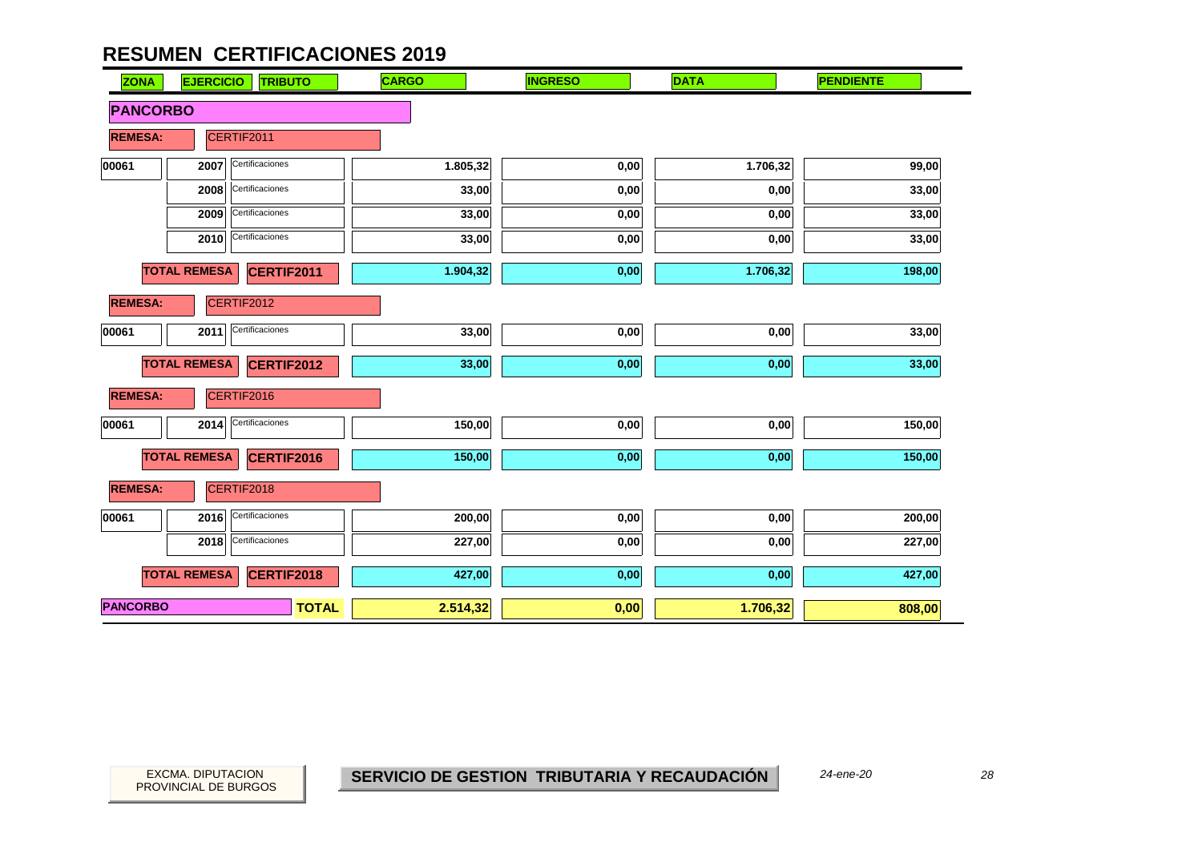# RESUMEN CERTIFICACIONES 2019

| ZONA | EJERCICIO | TRIBUTO | CARGO | INGRESO | DATA | PENDIENTE |
|---|---|---|---|---|---|---|
| **PANCORBO** | | | | | | |
| **REMESA:** | CERTIF2011 | | | | | |
| 00061 | 2007 | Certificaciones | 1.805,32 | 0,00 | 1.706,32 | 99,00 |
| | 2008 | Certificaciones | 33,00 | 0,00 | 0,00 | 33,00 |
| | 2009 | Certificaciones | 33,00 | 0,00 | 0,00 | 33,00 |
| | 2010 | Certificaciones | 33,00 | 0,00 | 0,00 | 33,00 |
| | **TOTAL REMESA** | **CERTIF2011** | **1.904,32** | **0,00** | **1.706,32** | **198,00** |
| **REMESA:** | CERTIF2012 | | | | | |
| 00061 | 2011 | Certificaciones | 33,00 | 0,00 | 0,00 | 33,00 |
| | **TOTAL REMESA** | **CERTIF2012** | **33,00** | **0,00** | **0,00** | **33,00** |
| **REMESA:** | CERTIF2016 | | | | | |
| 00061 | 2014 | Certificaciones | 150,00 | 0,00 | 0,00 | 150,00 |
| | **TOTAL REMESA** | **CERTIF2016** | **150,00** | **0,00** | **0,00** | **150,00** |
| **REMESA:** | CERTIF2018 | | | | | |
| 00061 | 2016 | Certificaciones | 200,00 | 0,00 | 0,00 | 200,00 |
| | 2018 | Certificaciones | 227,00 | 0,00 | 0,00 | 227,00 |
| | **TOTAL REMESA** | **CERTIF2018** | **427,00** | **0,00** | **0,00** | **427,00** |
| **PANCORBO** | | **TOTAL** | **2.514,32** | **0,00** | **1.706,32** | **808,00** |

EXCMA. DIPUTACION PROVINCIAL DE BURGOS

**SERVICIO DE GESTION TRIBUTARIA Y RECAUDACIÓN**

*24-ene-20*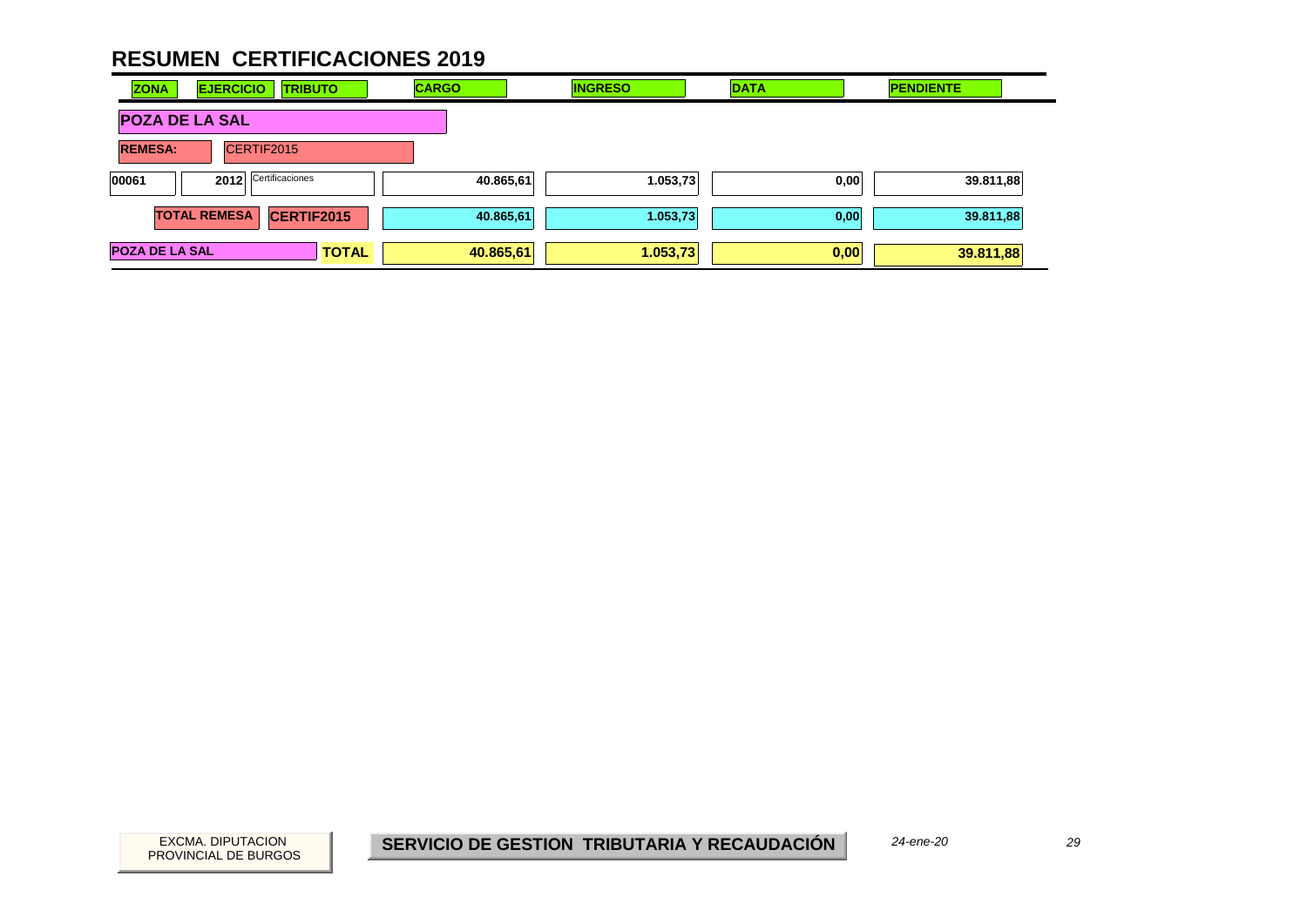# RESUMEN CERTIFICACIONES 2019

| ZONA | EJERCICIO | TRIBUTO | CARGO | INGRESO | DATA | PENDIENTE |
|---|---|---|---|---|---|---|
| **POZA DE LA SAL** | | | | | | |
| **REMESA:** | CERTIF2015 | | | | | |
| 00061 | 2012 | Certificaciones | 40.865,61 | 1.053,73 | 0,00 | 39.811,88 |
| **TOTAL REMESA** | | **CERTIF2015** | 40.865,61 | 1.053,73 | 0,00 | 39.811,88 |
| **POZA DE LA SAL** | | **TOTAL** | **40.865,61** | **1.053,73** | **0,00** | **39.811,88** |

EXCMA. DIPUTACION PROVINCIAL DE BURGOS

**SERVICIO DE GESTION TRIBUTARIA Y RECAUDACIÓN**

*24-ene-20*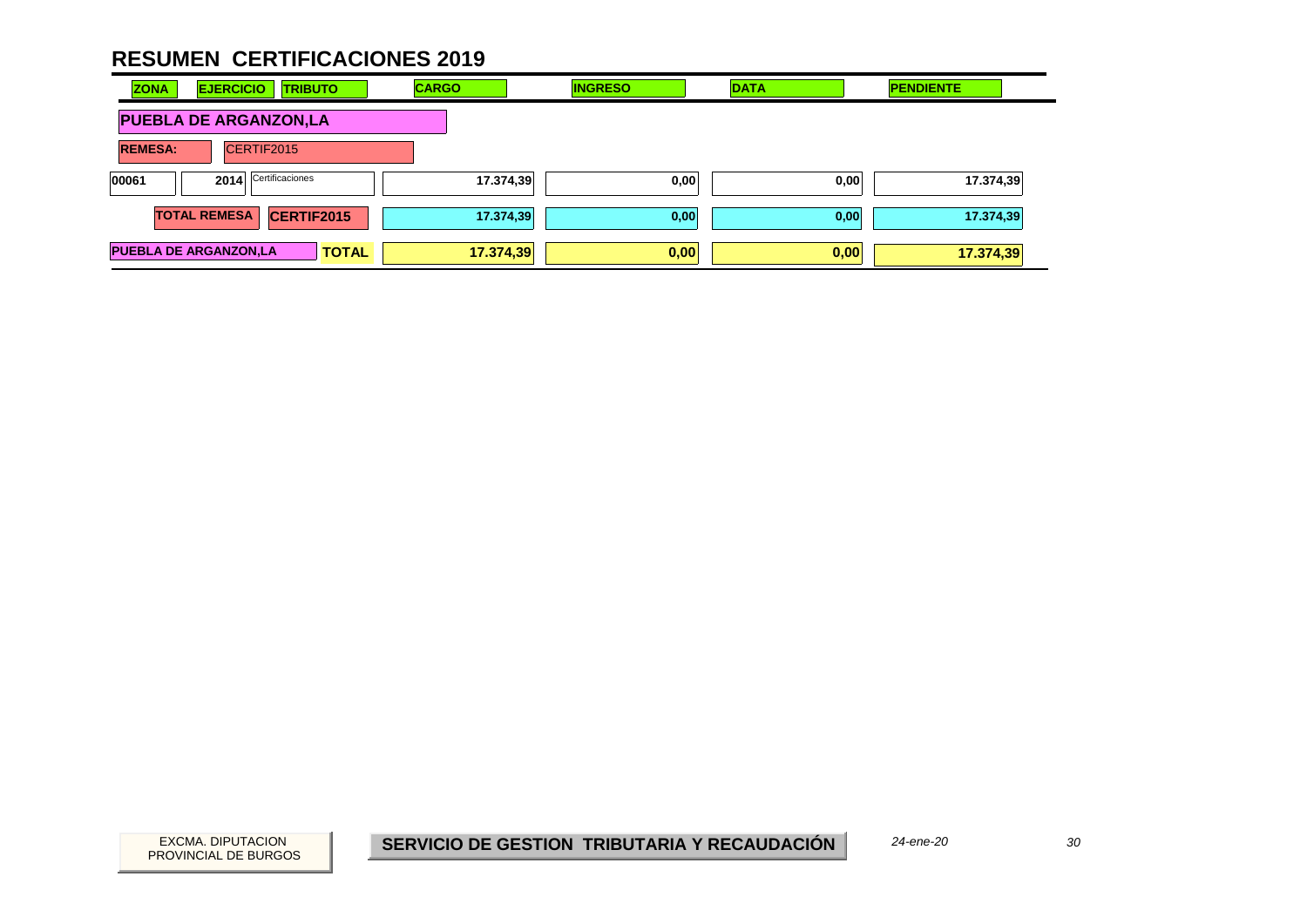# RESUMEN CERTIFICACIONES 2019

| ZONA | EJERCICIO | TRIBUTO | CARGO | INGRESO | DATA | PENDIENTE |
|---|---|---|---|---|---|---|
| **PUEBLA DE ARGANZON,LA** | | | | | | |
| **REMESA:** | CERTIF2015 | | | | | |
| 00061 | 2014 | Certificaciones | 17.374,39 | 0,00 | 0,00 | 17.374,39 |
| **TOTAL REMESA** | | **CERTIF2015** | 17.374,39 | 0,00 | 0,00 | 17.374,39 |
| **PUEBLA DE ARGANZON,LA** | | **TOTAL** | **17.374,39** | **0,00** | **0,00** | **17.374,39** |

EXCMA. DIPUTACION PROVINCIAL DE BURGOS

**SERVICIO DE GESTION TRIBUTARIA Y RECAUDACIÓN**

*24-ene-20*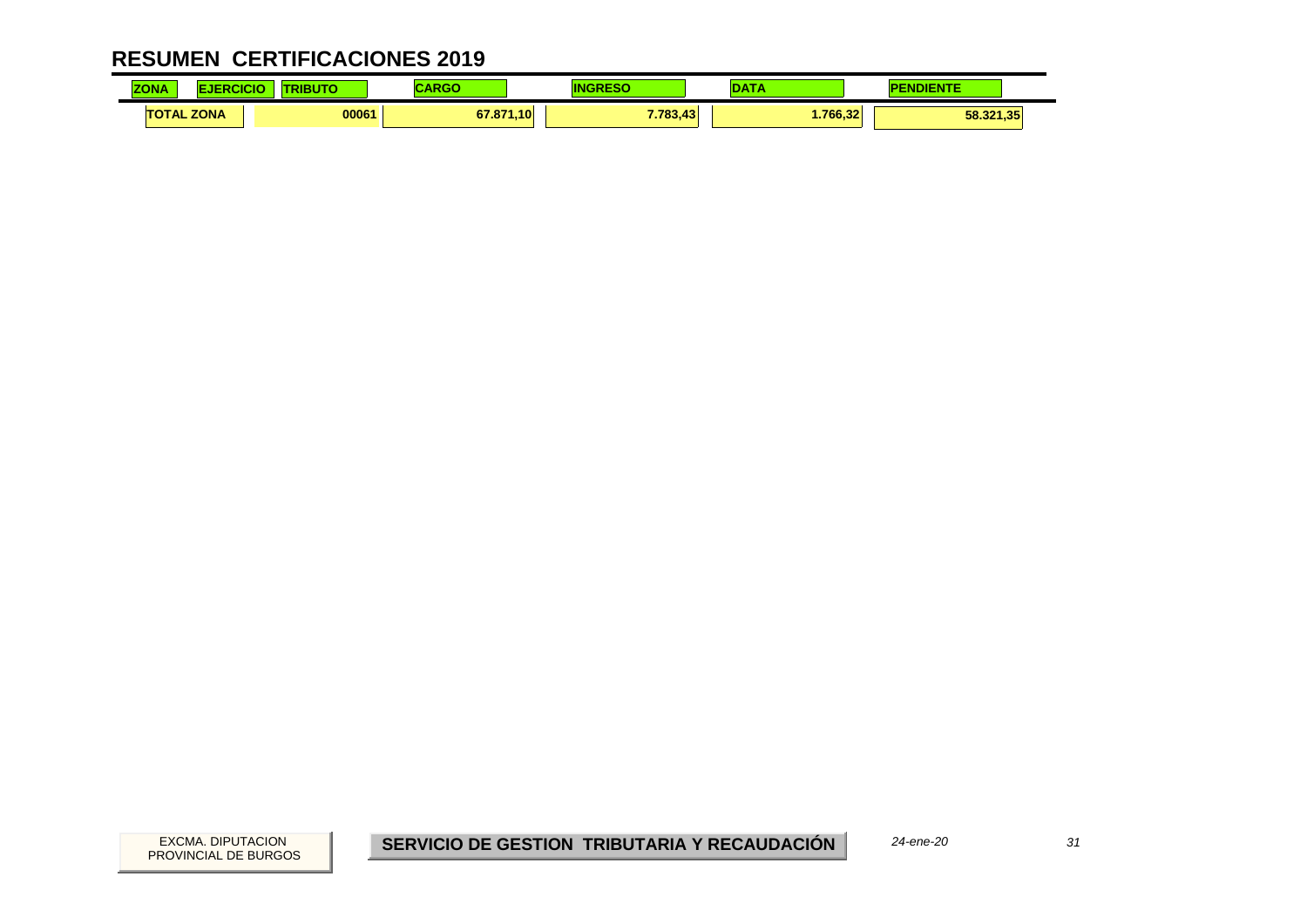# RESUMEN CERTIFICACIONES 2019

| ZONA | EJERCICIO | TRIBUTO | CARGO | INGRESO | DATA | PENDIENTE |
|---|---|---|---|---|---|---|
| TOTAL ZONA | | 00061 | 67.871,10 | 7.783,43 | 1.766,32 | 58.321,35 |

EXCMA. DIPUTACION PROVINCIAL DE BURGOS

**SERVICIO DE GESTION TRIBUTARIA Y RECAUDACIÓN**

*24-ene-20*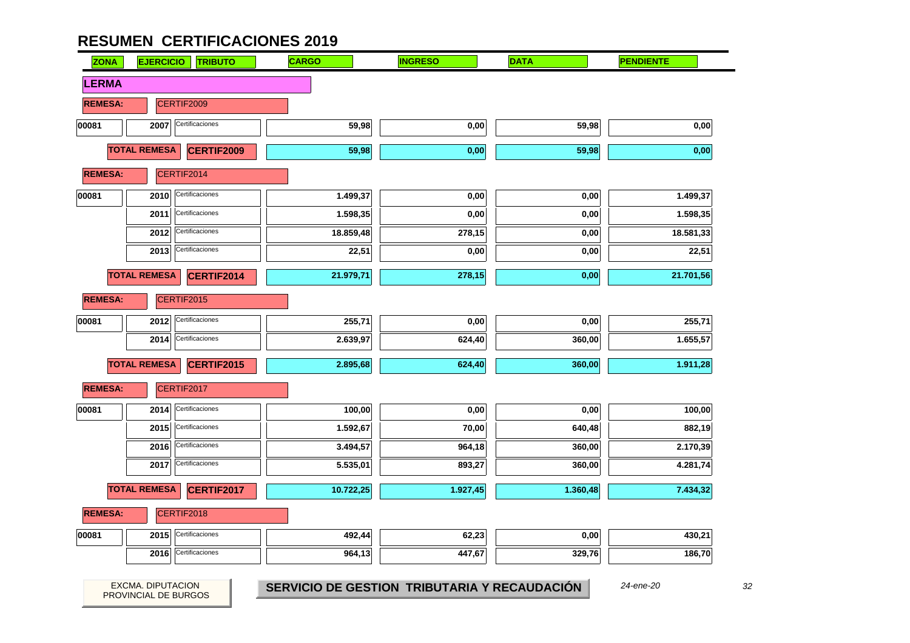# RESUMEN CERTIFICACIONES 2019

| ZONA | EJERCICIO | TRIBUTO | CARGO | INGRESO | DATA | PENDIENTE |
|---|---|---|---|---|---|---|
| **LERMA** | | | | | | |
| **REMESA:** | CERTIF2009 | | | | | |
| 00081 | 2007 | Certificaciones | 59,98 | 0,00 | 59,98 | 0,00 |
| **TOTAL REMESA** | | **CERTIF2009** | 59,98 | 0,00 | 59,98 | 0,00 |
| **REMESA:** | CERTIF2014 | | | | | |
| 00081 | 2010 | Certificaciones | 1.499,37 | 0,00 | 0,00 | 1.499,37 |
| | 2011 | Certificaciones | 1.598,35 | 0,00 | 0,00 | 1.598,35 |
| | 2012 | Certificaciones | 18.859,48 | 278,15 | 0,00 | 18.581,33 |
| | 2013 | Certificaciones | 22,51 | 0,00 | 0,00 | 22,51 |
| **TOTAL REMESA** | | **CERTIF2014** | 21.979,71 | 278,15 | 0,00 | 21.701,56 |
| **REMESA:** | CERTIF2015 | | | | | |
| 00081 | 2012 | Certificaciones | 255,71 | 0,00 | 0,00 | 255,71 |
| | 2014 | Certificaciones | 2.639,97 | 624,40 | 360,00 | 1.655,57 |
| **TOTAL REMESA** | | **CERTIF2015** | 2.895,68 | 624,40 | 360,00 | 1.911,28 |
| **REMESA:** | CERTIF2017 | | | | | |
| 00081 | 2014 | Certificaciones | 100,00 | 0,00 | 0,00 | 100,00 |
| | 2015 | Certificaciones | 1.592,67 | 70,00 | 640,48 | 882,19 |
| | 2016 | Certificaciones | 3.494,57 | 964,18 | 360,00 | 2.170,39 |
| | 2017 | Certificaciones | 5.535,01 | 893,27 | 360,00 | 4.281,74 |
| **TOTAL REMESA** | | **CERTIF2017** | 10.722,25 | 1.927,45 | 1.360,48 | 7.434,32 |
| **REMESA:** | CERTIF2018 | | | | | |
| 00081 | 2015 | Certificaciones | 492,44 | 62,23 | 0,00 | 430,21 |
| | 2016 | Certificaciones | 964,13 | 447,67 | 329,76 | 186,70 |

EXCMA. DIPUTACION PROVINCIAL DE BURGOS

**SERVICIO DE GESTION TRIBUTARIA Y RECAUDACIÓN**

*24-ene-20*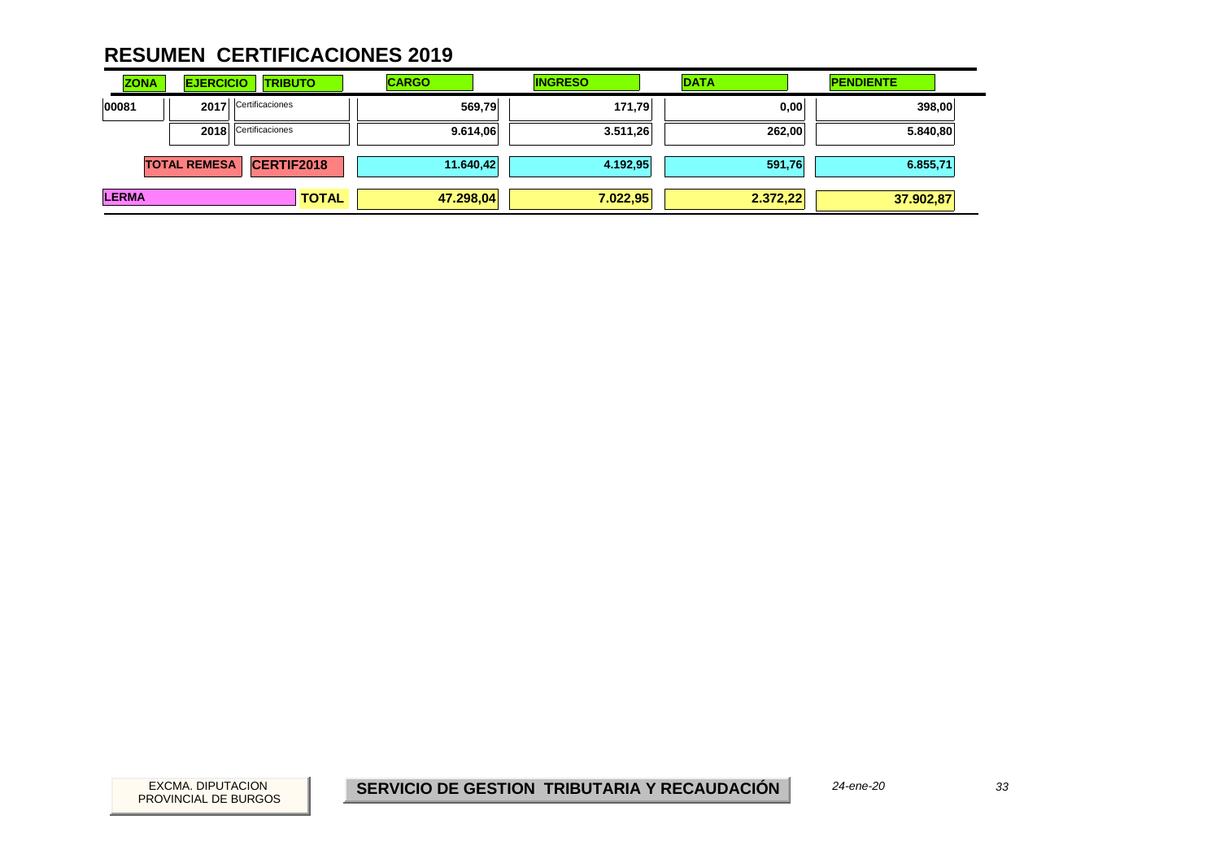# RESUMEN CERTIFICACIONES 2019

| ZONA | EJERCICIO | TRIBUTO | CARGO | INGRESO | DATA | PENDIENTE |
|---|---|---|---|---|---|---|
| 00081 | 2017 | Certificaciones | 569,79 | 171,79 | 0,00 | 398,00 |
| | 2018 | Certificaciones | 9.614,06 | 3.511,26 | 262,00 | 5.840,80 |
| | TOTAL REMESA | CERTIF2018 | 11.640,42 | 4.192,95 | 591,76 | 6.855,71 |
| LERMA | | TOTAL | 47.298,04 | 7.022,95 | 2.372,22 | 37.902,87 |

EXCMA. DIPUTACION PROVINCIAL DE BURGOS

**SERVICIO DE GESTION TRIBUTARIA Y RECAUDACIÓN**

*24-ene-20*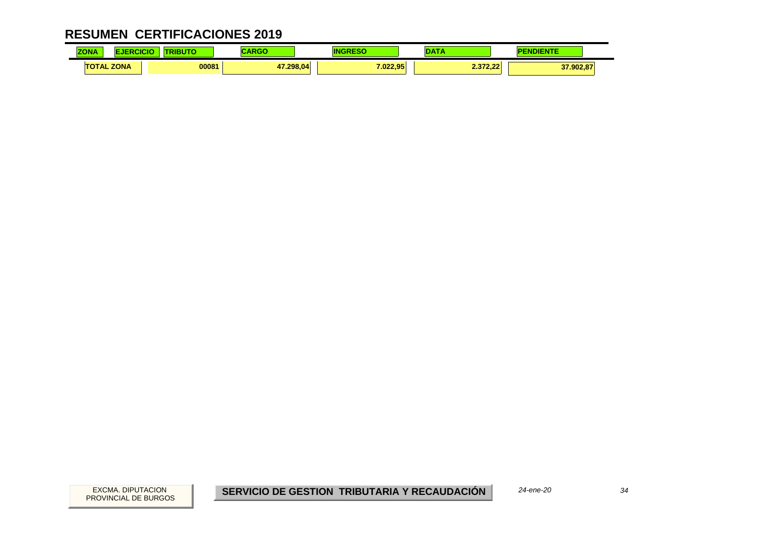# RESUMEN CERTIFICACIONES 2019

| ZONA | EJERCICIO | TRIBUTO | CARGO | INGRESO | DATA | PENDIENTE |
|---|---|---|---|---|---|---|
| TOTAL ZONA | | 00081 | 47.298,04 | 7.022,95 | 2.372,22 | 37.902,87 |

EXCMA. DIPUTACION PROVINCIAL DE BURGOS

**SERVICIO DE GESTION TRIBUTARIA Y RECAUDACIÓN**

*24-ene-20*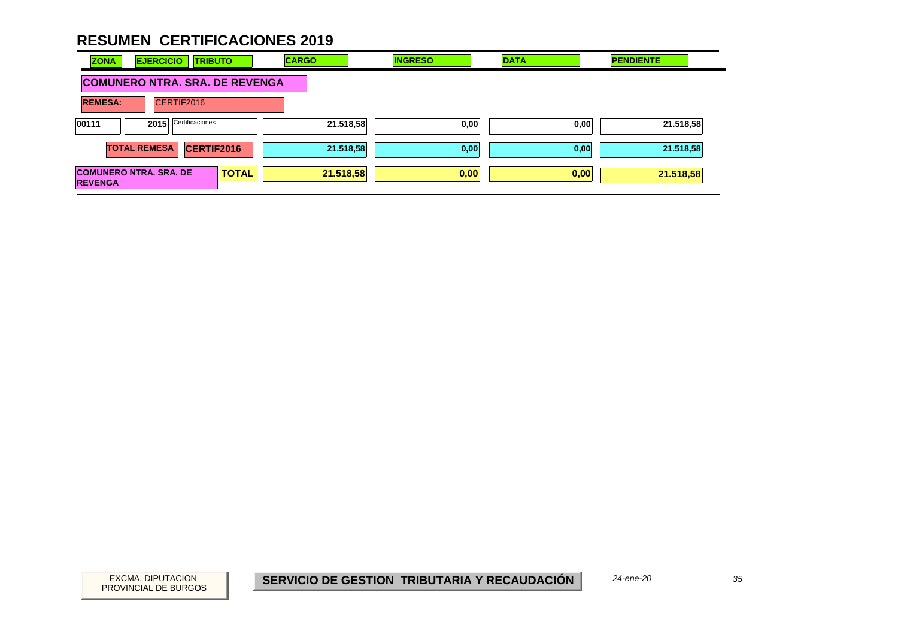# RESUMEN CERTIFICACIONES 2019

| ZONA | EJERCICIO | TRIBUTO | CARGO | INGRESO | DATA | PENDIENTE |
|---|---|---|---|---|---|---|
| **COMUNERO NTRA. SRA. DE REVENGA** | | | | | | |
| **REMESA:** CERTIF2016 | | | | | | |
| 00111 | 2015 | Certificaciones | 21.518,58 | 0,00 | 0,00 | 21.518,58 |
| **TOTAL REMESA** | | **CERTIF2016** | **21.518,58** | **0,00** | **0,00** | **21.518,58** |
| **COMUNERO NTRA. SRA. DE REVENGA** | | **TOTAL** | **21.518,58** | **0,00** | **0,00** | **21.518,58** |

EXCMA. DIPUTACION PROVINCIAL DE BURGOS

**SERVICIO DE GESTION TRIBUTARIA Y RECAUDACIÓN**

*24-ene-20*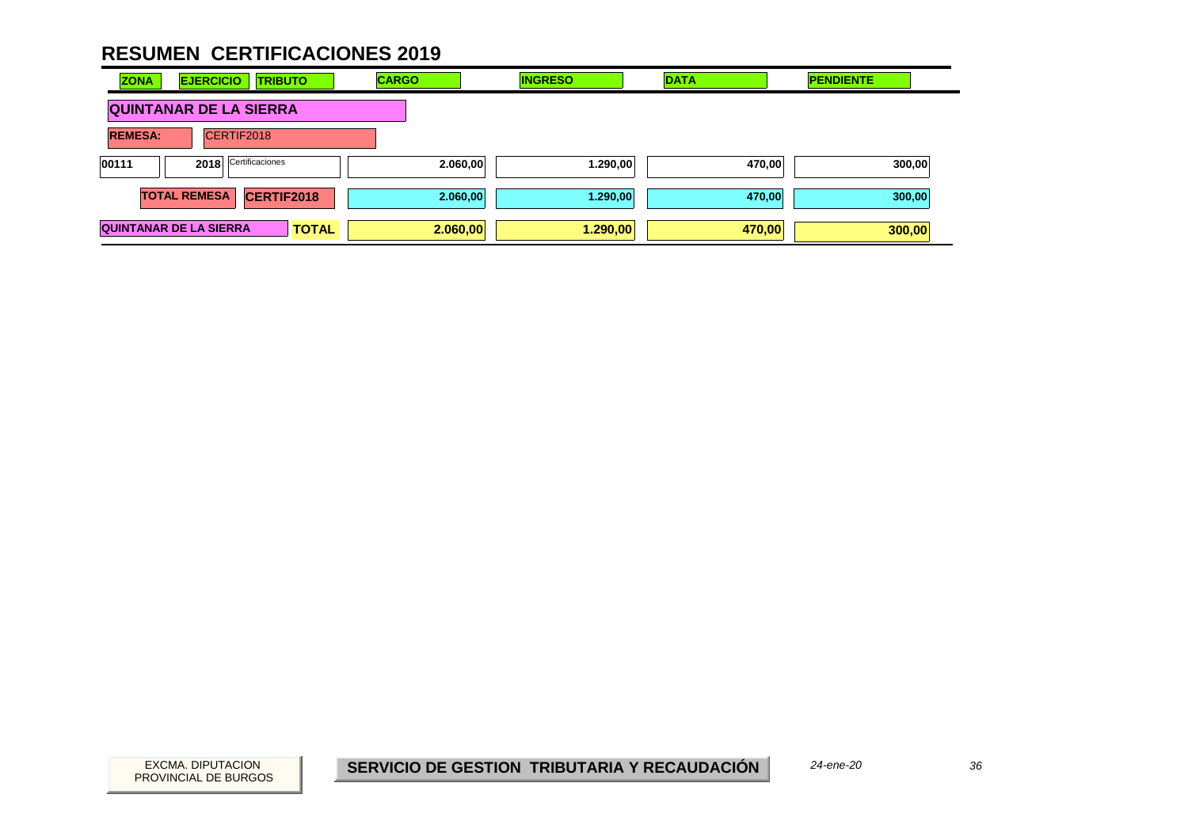# RESUMEN CERTIFICACIONES 2019

| ZONA | EJERCICIO | TRIBUTO | CARGO | INGRESO | DATA | PENDIENTE |
|---|---|---|---|---|---|---|
| **QUINTANAR DE LA SIERRA** | | | | | | |
| **REMESA:** | CERTIF2018 | | | | | |
| 00111 | 2018 | Certificaciones | 2.060,00 | 1.290,00 | 470,00 | 300,00 |
| | **TOTAL REMESA** | **CERTIF2018** | **2.060,00** | **1.290,00** | **470,00** | **300,00** |
| **QUINTANAR DE LA SIERRA** | | **TOTAL** | **2.060,00** | **1.290,00** | **470,00** | **300,00** |

EXCMA. DIPUTACION PROVINCIAL DE BURGOS

**SERVICIO DE GESTION TRIBUTARIA Y RECAUDACIÓN**

*24-ene-20*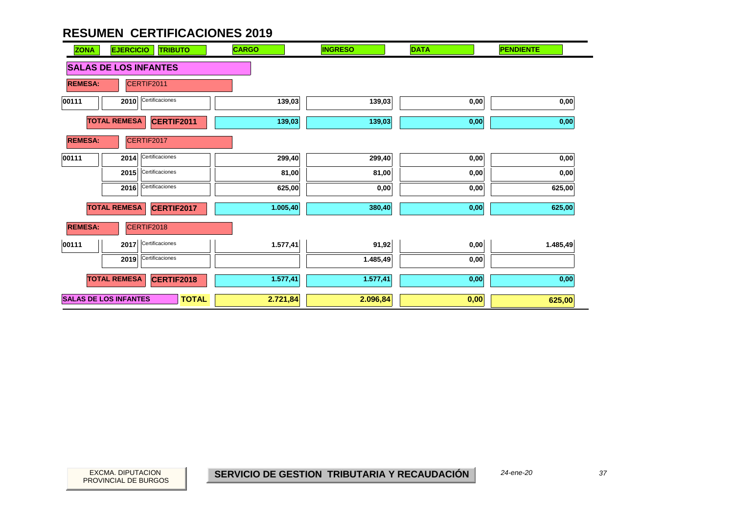# RESUMEN CERTIFICACIONES 2019

| ZONA | EJERCICIO | TRIBUTO | CARGO | INGRESO | DATA | PENDIENTE |
|---|---|---|---|---|---|---|
| **SALAS DE LOS INFANTES** | | | | | | |
| **REMESA:** | CERTIF2011 | | | | | |
| 00111 | 2010 | Certificaciones | 139,03 | 139,03 | 0,00 | 0,00 |
| | **TOTAL REMESA** | **CERTIF2011** | 139,03 | 139,03 | 0,00 | 0,00 |
| **REMESA:** | CERTIF2017 | | | | | |
| 00111 | 2014 | Certificaciones | 299,40 | 299,40 | 0,00 | 0,00 |
| | 2015 | Certificaciones | 81,00 | 81,00 | 0,00 | 0,00 |
| | 2016 | Certificaciones | 625,00 | 0,00 | 0,00 | 625,00 |
| | **TOTAL REMESA** | **CERTIF2017** | 1.005,40 | 380,40 | 0,00 | 625,00 |
| **REMESA:** | CERTIF2018 | | | | | |
| 00111 | 2017 | Certificaciones | 1.577,41 | 91,92 | 0,00 | 1.485,49 |
| | 2019 | Certificaciones | | 1.485,49 | 0,00 | |
| | **TOTAL REMESA** | **CERTIF2018** | 1.577,41 | 1.577,41 | 0,00 | 0,00 |
| **SALAS DE LOS INFANTES** | | **TOTAL** | **2.721,84** | **2.096,84** | **0,00** | **625,00** |

EXCMA. DIPUTACION PROVINCIAL DE BURGOS

**SERVICIO DE GESTION TRIBUTARIA Y RECAUDACIÓN**

*24-ene-20*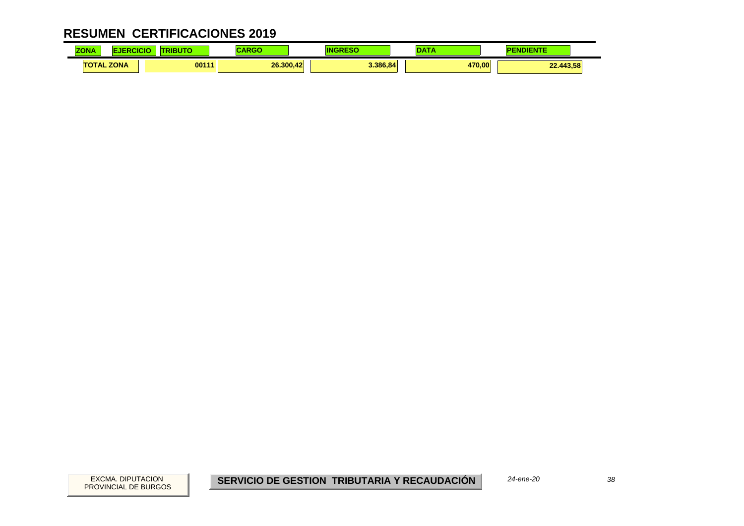# RESUMEN CERTIFICACIONES 2019

| ZONA | EJERCICIO | TRIBUTO | CARGO | INGRESO | DATA | PENDIENTE |
|---|---|---|---|---|---|---|
| TOTAL ZONA | | 00111 | 26.300,42 | 3.386,84 | 470,00 | 22.443,58 |

EXCMA. DIPUTACION PROVINCIAL DE BURGOS

**SERVICIO DE GESTION TRIBUTARIA Y RECAUDACIÓN**

*24-ene-20*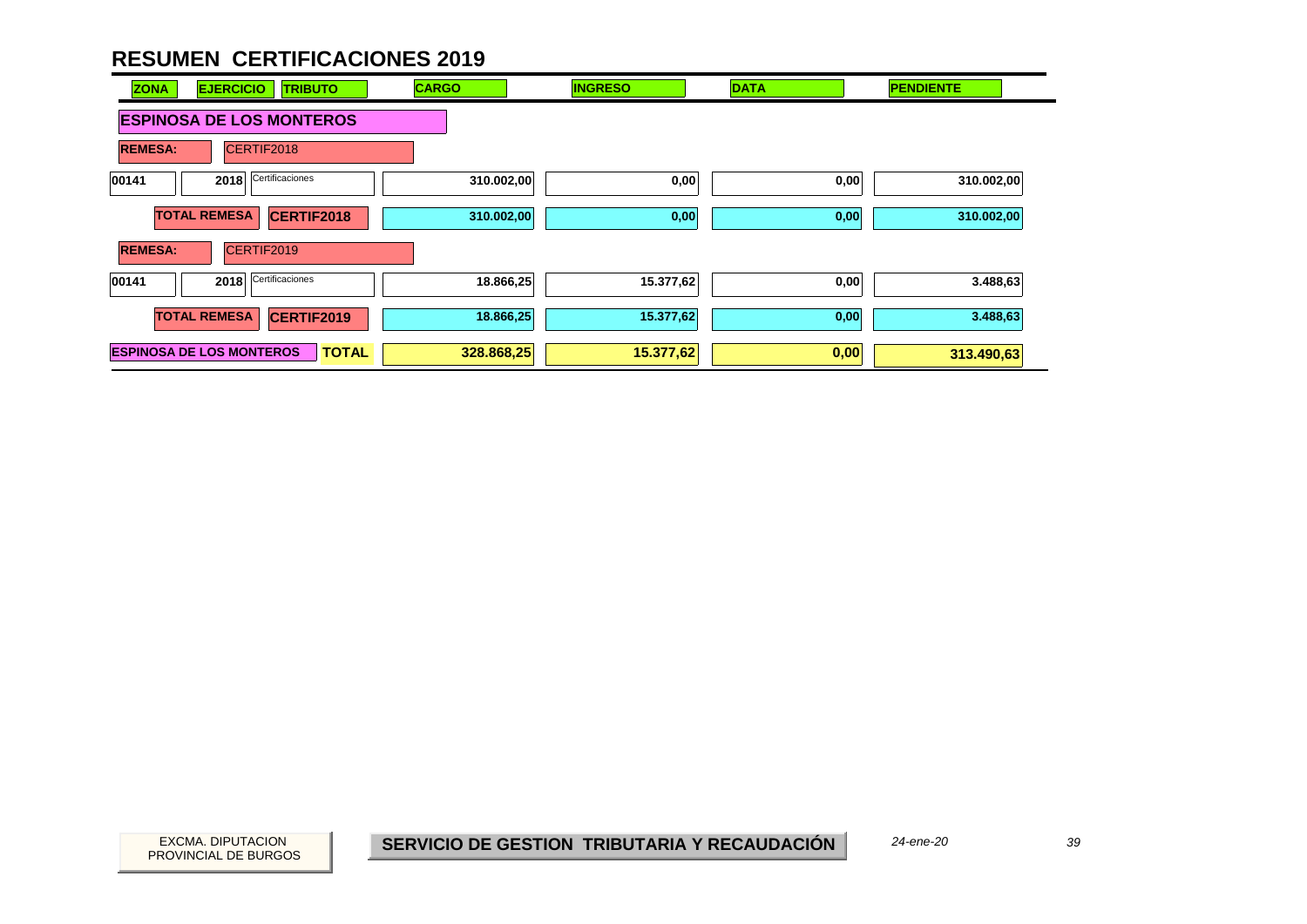# RESUMEN CERTIFICACIONES 2019

| ZONA | EJERCICIO | TRIBUTO | CARGO | INGRESO | DATA | PENDIENTE |
|---|---|---|---|---|---|---|
| **ESPINOSA DE LOS MONTEROS** | | | | | | |
| **REMESA:** | CERTIF2018 | | | | | |
| 00141 | 2018 | Certificaciones | 310.002,00 | 0,00 | 0,00 | 310.002,00 |
| | **TOTAL REMESA** | **CERTIF2018** | 310.002,00 | 0,00 | 0,00 | 310.002,00 |
| **REMESA:** | CERTIF2019 | | | | | |
| 00141 | 2018 | Certificaciones | 18.866,25 | 15.377,62 | 0,00 | 3.488,63 |
| | **TOTAL REMESA** | **CERTIF2019** | 18.866,25 | 15.377,62 | 0,00 | 3.488,63 |
| **ESPINOSA DE LOS MONTEROS** | | **TOTAL** | 328.868,25 | 15.377,62 | 0,00 | 313.490,63 |

EXCMA. DIPUTACION PROVINCIAL DE BURGOS

**SERVICIO DE GESTION TRIBUTARIA Y RECAUDACIÓN**

*24-ene-20*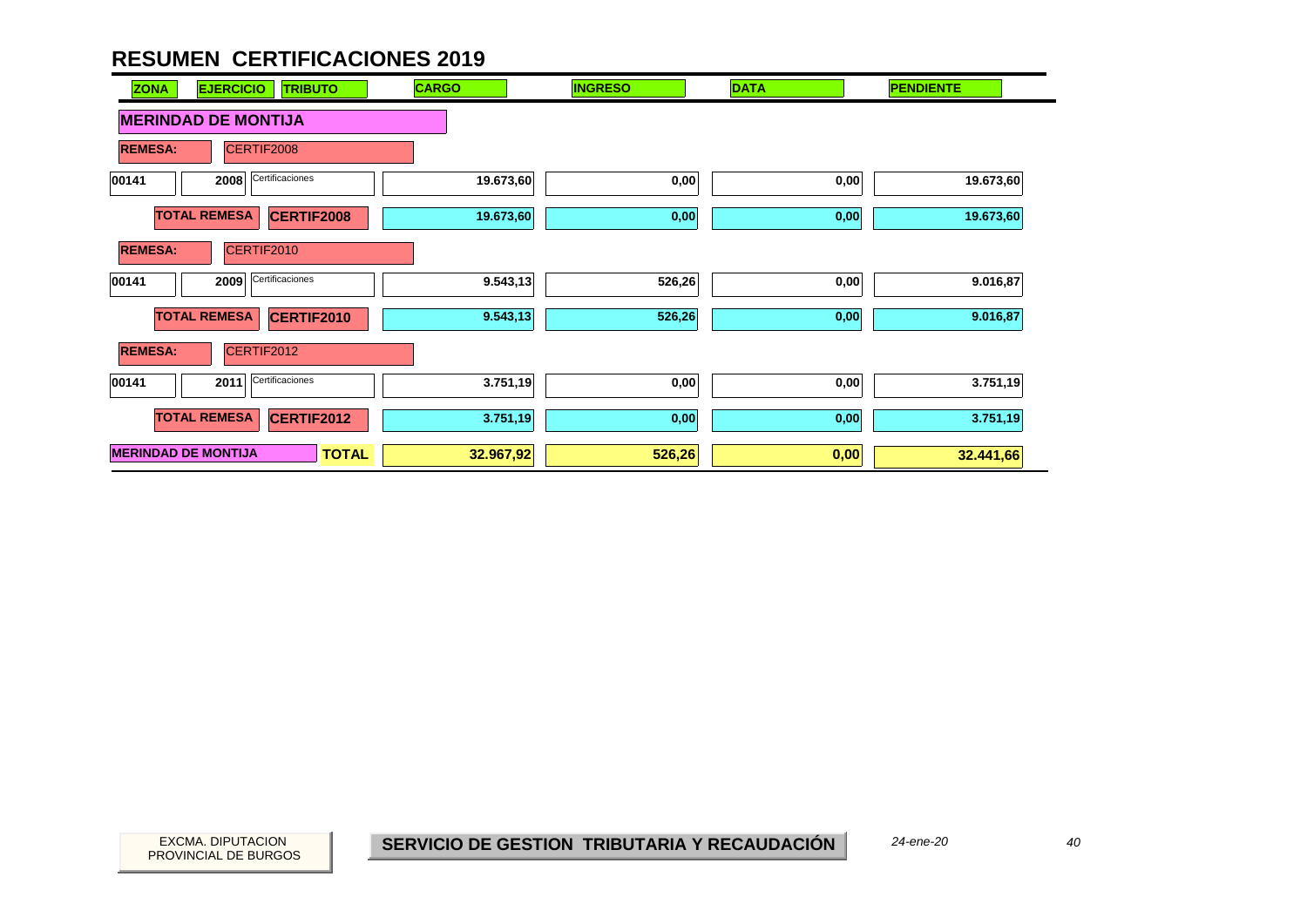# RESUMEN CERTIFICACIONES 2019

| ZONA | EJERCICIO | TRIBUTO | CARGO | INGRESO | DATA | PENDIENTE |
|---|---|---|---|---|---|---|
| **MERINDAD DE MONTIJA** | | | | | | |
| **REMESA:** | CERTIF2008 | | | | | |
| 00141 | 2008 | Certificaciones | 19.673,60 | 0,00 | 0,00 | 19.673,60 |
| **TOTAL REMESA** | | **CERTIF2008** | **19.673,60** | **0,00** | **0,00** | **19.673,60** |
| **REMESA:** | CERTIF2010 | | | | | |
| 00141 | 2009 | Certificaciones | 9.543,13 | 526,26 | 0,00 | 9.016,87 |
| **TOTAL REMESA** | | **CERTIF2010** | **9.543,13** | **526,26** | **0,00** | **9.016,87** |
| **REMESA:** | CERTIF2012 | | | | | |
| 00141 | 2011 | Certificaciones | 3.751,19 | 0,00 | 0,00 | 3.751,19 |
| **TOTAL REMESA** | | **CERTIF2012** | **3.751,19** | **0,00** | **0,00** | **3.751,19** |
| **MERINDAD DE MONTIJA** | | **TOTAL** | **32.967,92** | **526,26** | **0,00** | **32.441,66** |

EXCMA. DIPUTACION PROVINCIAL DE BURGOS

**SERVICIO DE GESTION TRIBUTARIA Y RECAUDACIÓN**

*24-ene-20*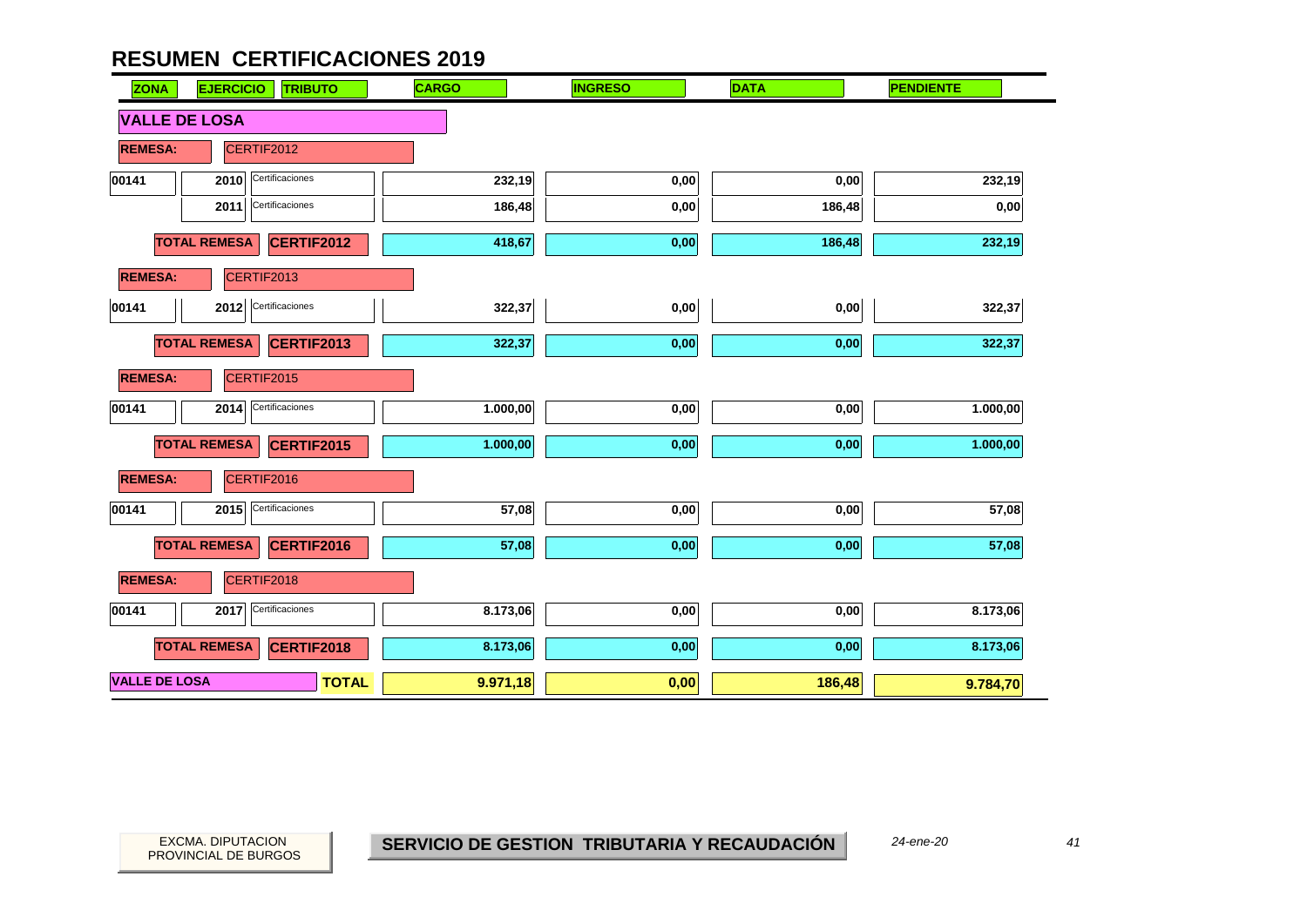# RESUMEN CERTIFICACIONES 2019

| ZONA | EJERCICIO | TRIBUTO | CARGO | INGRESO | DATA | PENDIENTE |
|---|---|---|---|---|---|---|
| **VALLE DE LOSA** | | | | | | |
| **REMESA:** | CERTIF2012 | | | | | |
| 00141 | 2010 | Certificaciones | 232,19 | 0,00 | 0,00 | 232,19 |
| | 2011 | Certificaciones | 186,48 | 0,00 | 186,48 | 0,00 |
| | **TOTAL REMESA** | **CERTIF2012** | 418,67 | 0,00 | 186,48 | 232,19 |
| **REMESA:** | CERTIF2013 | | | | | |
| 00141 | 2012 | Certificaciones | 322,37 | 0,00 | 0,00 | 322,37 |
| | **TOTAL REMESA** | **CERTIF2013** | 322,37 | 0,00 | 0,00 | 322,37 |
| **REMESA:** | CERTIF2015 | | | | | |
| 00141 | 2014 | Certificaciones | 1.000,00 | 0,00 | 0,00 | 1.000,00 |
| | **TOTAL REMESA** | **CERTIF2015** | 1.000,00 | 0,00 | 0,00 | 1.000,00 |
| **REMESA:** | CERTIF2016 | | | | | |
| 00141 | 2015 | Certificaciones | 57,08 | 0,00 | 0,00 | 57,08 |
| | **TOTAL REMESA** | **CERTIF2016** | 57,08 | 0,00 | 0,00 | 57,08 |
| **REMESA:** | CERTIF2018 | | | | | |
| 00141 | 2017 | Certificaciones | 8.173,06 | 0,00 | 0,00 | 8.173,06 |
| | **TOTAL REMESA** | **CERTIF2018** | 8.173,06 | 0,00 | 0,00 | 8.173,06 |
| **VALLE DE LOSA** | | **TOTAL** | **9.971,18** | **0,00** | **186,48** | **9.784,70** |

EXCMA. DIPUTACION PROVINCIAL DE BURGOS

**SERVICIO DE GESTION TRIBUTARIA Y RECAUDACIÓN**

*24-ene-20*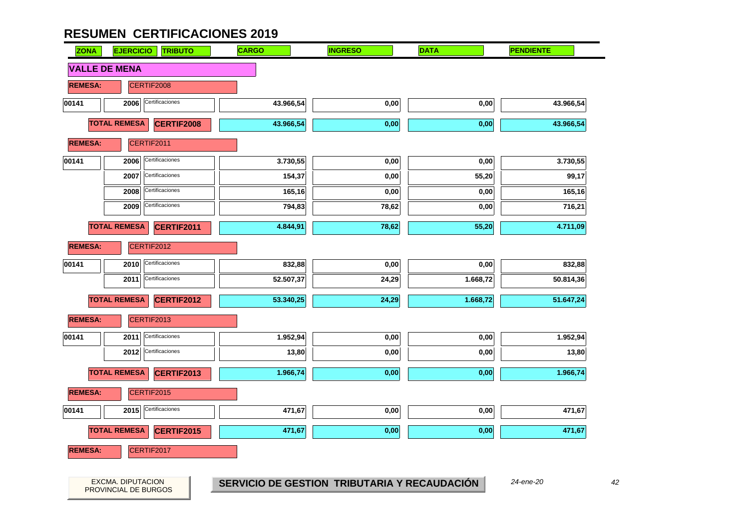# RESUMEN CERTIFICACIONES 2019

| ZONA | EJERCICIO | TRIBUTO | CARGO | INGRESO | DATA | PENDIENTE |
|---|---|---|---|---|---|---|
| **VALLE DE MENA** | | | | | | |
| **REMESA:** | CERTIF2008 | | | | | |
| 00141 | 2006 | Certificaciones | 43.966,54 | 0,00 | 0,00 | 43.966,54 |
| **TOTAL REMESA** | | **CERTIF2008** | 43.966,54 | 0,00 | 0,00 | 43.966,54 |
| **REMESA:** | CERTIF2011 | | | | | |
| 00141 | 2006 | Certificaciones | 3.730,55 | 0,00 | 0,00 | 3.730,55 |
| | 2007 | Certificaciones | 154,37 | 0,00 | 55,20 | 99,17 |
| | 2008 | Certificaciones | 165,16 | 0,00 | 0,00 | 165,16 |
| | 2009 | Certificaciones | 794,83 | 78,62 | 0,00 | 716,21 |
| **TOTAL REMESA** | | **CERTIF2011** | 4.844,91 | 78,62 | 55,20 | 4.711,09 |
| **REMESA:** | CERTIF2012 | | | | | |
| 00141 | 2010 | Certificaciones | 832,88 | 0,00 | 0,00 | 832,88 |
| | 2011 | Certificaciones | 52.507,37 | 24,29 | 1.668,72 | 50.814,36 |
| **TOTAL REMESA** | | **CERTIF2012** | 53.340,25 | 24,29 | 1.668,72 | 51.647,24 |
| **REMESA:** | CERTIF2013 | | | | | |
| 00141 | 2011 | Certificaciones | 1.952,94 | 0,00 | 0,00 | 1.952,94 |
| | 2012 | Certificaciones | 13,80 | 0,00 | 0,00 | 13,80 |
| **TOTAL REMESA** | | **CERTIF2013** | 1.966,74 | 0,00 | 0,00 | 1.966,74 |
| **REMESA:** | CERTIF2015 | | | | | |
| 00141 | 2015 | Certificaciones | 471,67 | 0,00 | 0,00 | 471,67 |
| **TOTAL REMESA** | | **CERTIF2015** | 471,67 | 0,00 | 0,00 | 471,67 |
| **REMESA:** | CERTIF2017 | | | | | |

EXCMA. DIPUTACION PROVINCIAL DE BURGOS

**SERVICIO DE GESTION TRIBUTARIA Y RECAUDACIÓN**

*24-ene-20*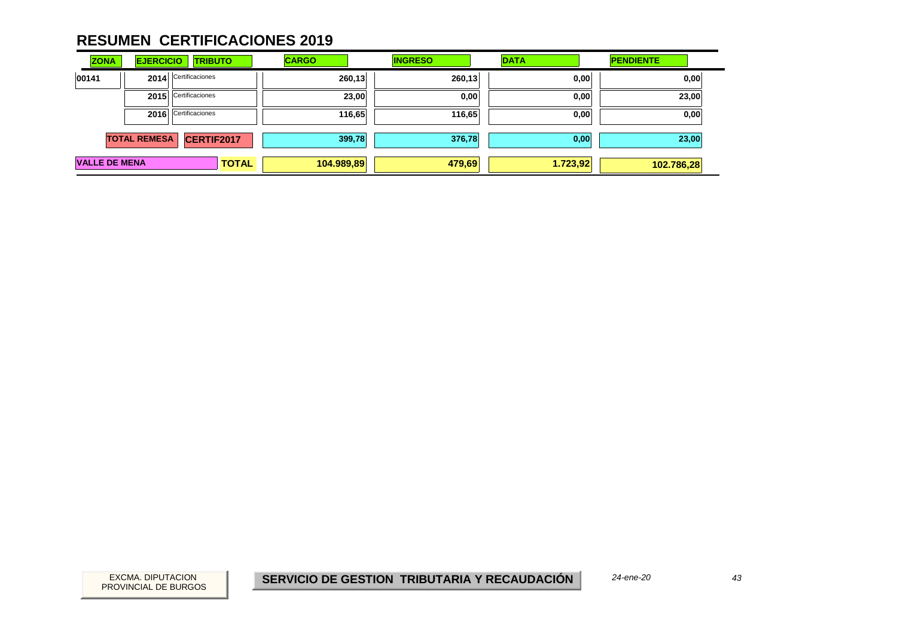# RESUMEN CERTIFICACIONES 2019

| ZONA | EJERCICIO | TRIBUTO | CARGO | INGRESO | DATA | PENDIENTE |
|---|---|---|---|---|---|---|
| 00141 | 2014 | Certificaciones | 260,13 | 260,13 | 0,00 | 0,00 |
| | 2015 | Certificaciones | 23,00 | 0,00 | 0,00 | 23,00 |
| | 2016 | Certificaciones | 116,65 | 116,65 | 0,00 | 0,00 |
| | TOTAL REMESA | CERTIF2017 | 399,78 | 376,78 | 0,00 | 23,00 |
| VALLE DE MENA | | TOTAL | 104.989,89 | 479,69 | 1.723,92 | 102.786,28 |

EXCMA. DIPUTACION PROVINCIAL DE BURGOS

**SERVICIO DE GESTION TRIBUTARIA Y RECAUDACIÓN**

*24-ene-20*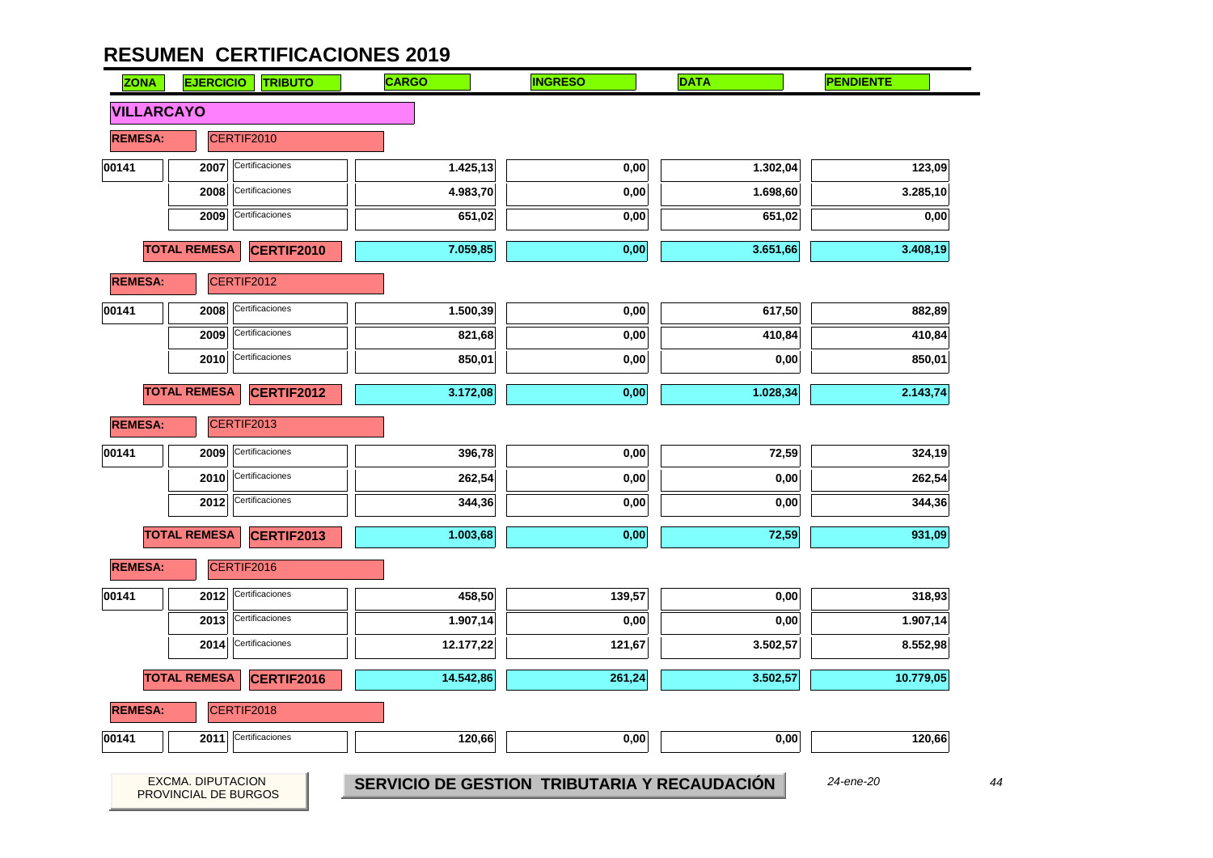# RESUMEN CERTIFICACIONES 2019

| ZONA | EJERCICIO | TRIBUTO | CARGO | INGRESO | DATA | PENDIENTE |
|---|---|---|---|---|---|---|
| **VILLARCAYO** | | | | | | |
| **REMESA:** | CERTIF2010 | | | | | |
| 00141 | 2007 | Certificaciones | 1.425,13 | 0,00 | 1.302,04 | 123,09 |
| | 2008 | Certificaciones | 4.983,70 | 0,00 | 1.698,60 | 3.285,10 |
| | 2009 | Certificaciones | 651,02 | 0,00 | 651,02 | 0,00 |
| | **TOTAL REMESA** | **CERTIF2010** | **7.059,85** | **0,00** | **3.651,66** | **3.408,19** |
| **REMESA:** | CERTIF2012 | | | | | |
| 00141 | 2008 | Certificaciones | 1.500,39 | 0,00 | 617,50 | 882,89 |
| | 2009 | Certificaciones | 821,68 | 0,00 | 410,84 | 410,84 |
| | 2010 | Certificaciones | 850,01 | 0,00 | 0,00 | 850,01 |
| | **TOTAL REMESA** | **CERTIF2012** | **3.172,08** | **0,00** | **1.028,34** | **2.143,74** |
| **REMESA:** | CERTIF2013 | | | | | |
| 00141 | 2009 | Certificaciones | 396,78 | 0,00 | 72,59 | 324,19 |
| | 2010 | Certificaciones | 262,54 | 0,00 | 0,00 | 262,54 |
| | 2012 | Certificaciones | 344,36 | 0,00 | 0,00 | 344,36 |
| | **TOTAL REMESA** | **CERTIF2013** | **1.003,68** | **0,00** | **72,59** | **931,09** |
| **REMESA:** | CERTIF2016 | | | | | |
| 00141 | 2012 | Certificaciones | 458,50 | 139,57 | 0,00 | 318,93 |
| | 2013 | Certificaciones | 1.907,14 | 0,00 | 0,00 | 1.907,14 |
| | 2014 | Certificaciones | 12.177,22 | 121,67 | 3.502,57 | 8.552,98 |
| | **TOTAL REMESA** | **CERTIF2016** | **14.542,86** | **261,24** | **3.502,57** | **10.779,05** |
| **REMESA:** | CERTIF2018 | | | | | |
| 00141 | 2011 | Certificaciones | 120,66 | 0,00 | 0,00 | 120,66 |

EXCMA. DIPUTACION PROVINCIAL DE BURGOS

**SERVICIO DE GESTION TRIBUTARIA Y RECAUDACIÓN**

*24-ene-20*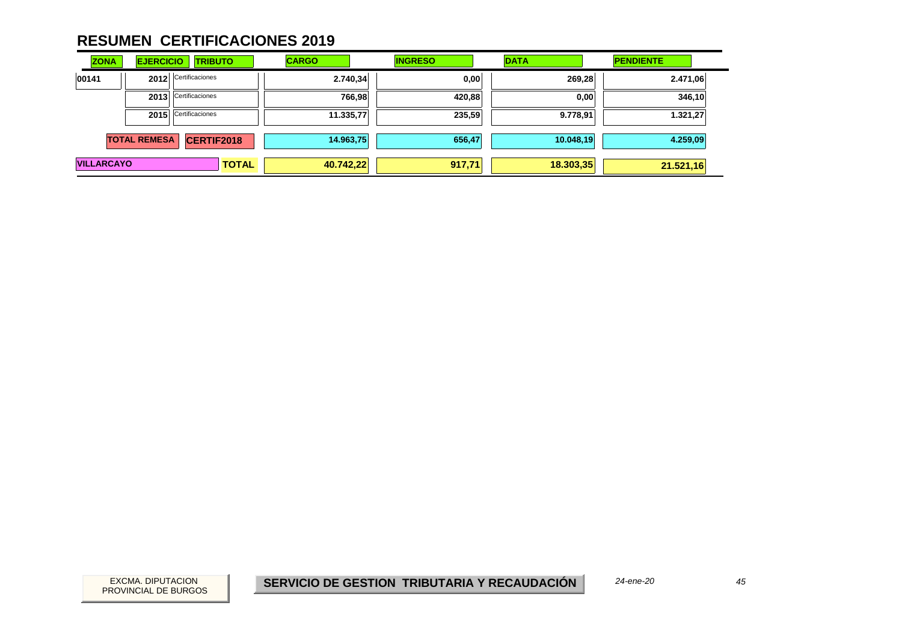# RESUMEN CERTIFICACIONES 2019

| ZONA | EJERCICIO | TRIBUTO | CARGO | INGRESO | DATA | PENDIENTE |
|---|---|---|---|---|---|---|
| 00141 | 2012 | Certificaciones | 2.740,34 | 0,00 | 269,28 | 2.471,06 |
| | 2013 | Certificaciones | 766,98 | 420,88 | 0,00 | 346,10 |
| | 2015 | Certificaciones | 11.335,77 | 235,59 | 9.778,91 | 1.321,27 |
| | **TOTAL REMESA** | **CERTIF2018** | **14.963,75** | **656,47** | **10.048,19** | **4.259,09** |
| **VILLARCAYO** | | **TOTAL** | **40.742,22** | **917,71** | **18.303,35** | **21.521,16** |

EXCMA. DIPUTACION PROVINCIAL DE BURGOS

**SERVICIO DE GESTION TRIBUTARIA Y RECAUDACIÓN**

*24-ene-20*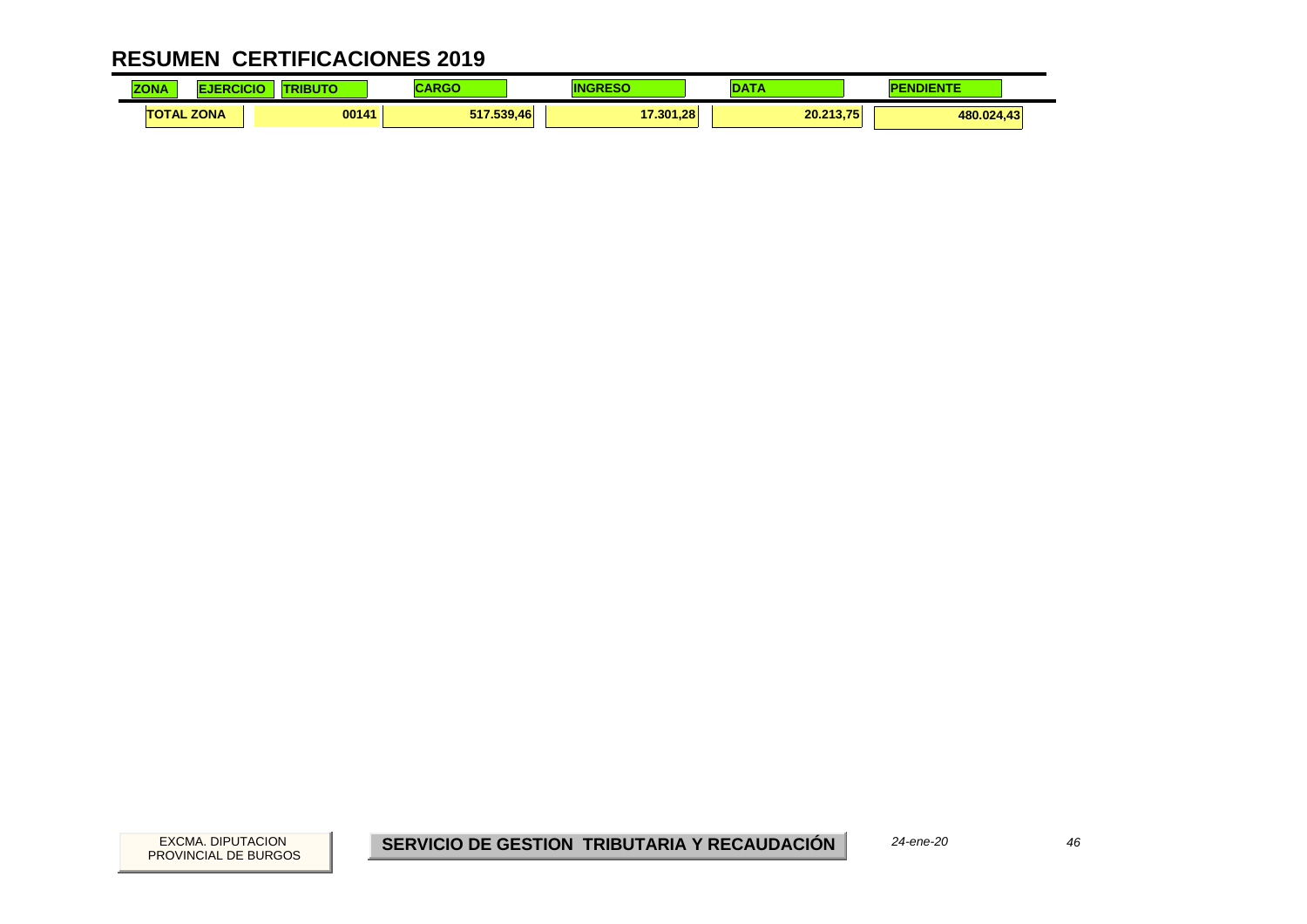# RESUMEN CERTIFICACIONES 2019

| ZONA | EJERCICIO | TRIBUTO | CARGO | INGRESO | DATA | PENDIENTE |
|---|---|---|---|---|---|---|
| TOTAL ZONA | | 00141 | 517.539,46 | 17.301,28 | 20.213,75 | 480.024,43 |

EXCMA. DIPUTACION PROVINCIAL DE BURGOS

**SERVICIO DE GESTION TRIBUTARIA Y RECAUDACIÓN**

*24-ene-20*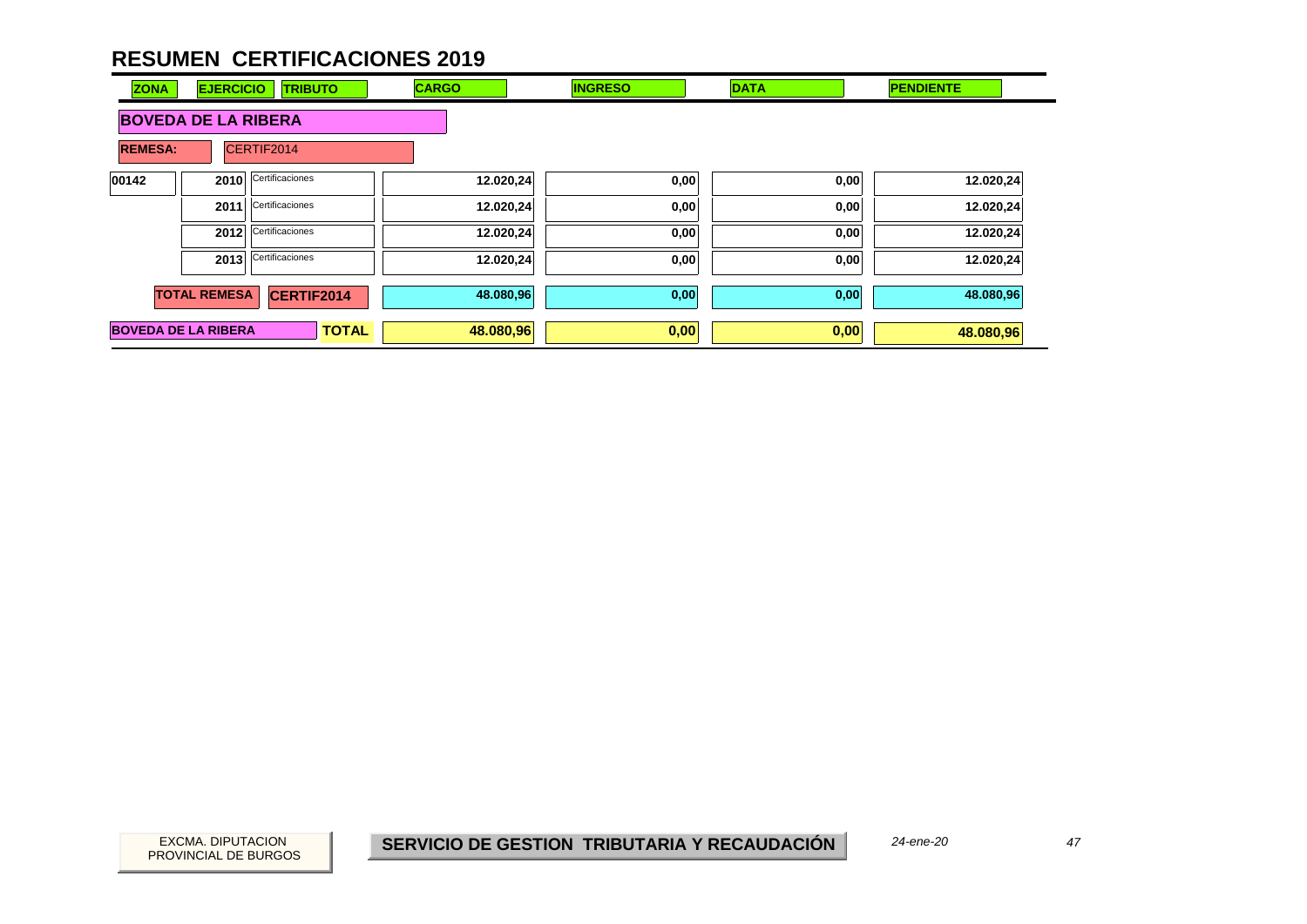# RESUMEN CERTIFICACIONES 2019

| ZONA | EJERCICIO | TRIBUTO | CARGO | INGRESO | DATA | PENDIENTE |
|---|---|---|---|---|---|---|
| **BOVEDA DE LA RIBERA** | | | | | | |
| **REMESA:** | CERTIF2014 | | | | | |
| 00142 | 2010 | Certificaciones | 12.020,24 | 0,00 | 0,00 | 12.020,24 |
| | 2011 | Certificaciones | 12.020,24 | 0,00 | 0,00 | 12.020,24 |
| | 2012 | Certificaciones | 12.020,24 | 0,00 | 0,00 | 12.020,24 |
| | 2013 | Certificaciones | 12.020,24 | 0,00 | 0,00 | 12.020,24 |
| **TOTAL REMESA** | | **CERTIF2014** | **48.080,96** | **0,00** | **0,00** | **48.080,96** |
| **BOVEDA DE LA RIBERA** | | **TOTAL** | **48.080,96** | **0,00** | **0,00** | **48.080,96** |

EXCMA. DIPUTACION PROVINCIAL DE BURGOS

**SERVICIO DE GESTION TRIBUTARIA Y RECAUDACIÓN**

*24-ene-20*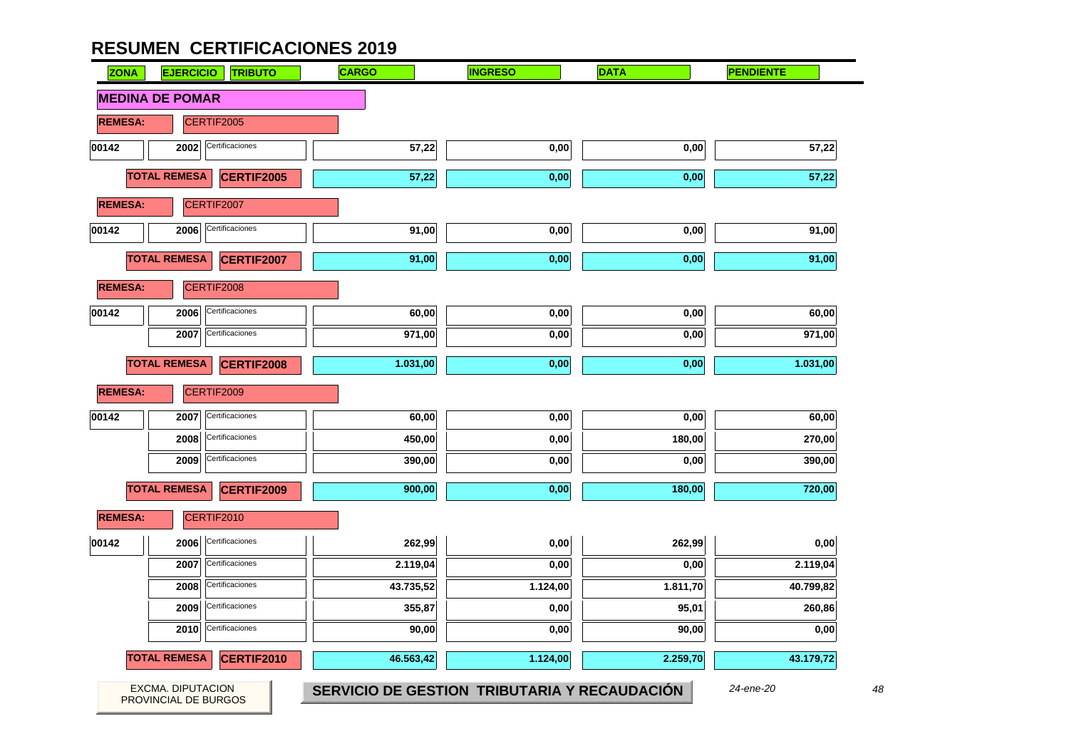# RESUMEN CERTIFICACIONES 2019

| ZONA | EJERCICIO | TRIBUTO | CARGO | INGRESO | DATA | PENDIENTE |
|---|---|---|---|---|---|---|
| **MEDINA DE POMAR** | | | | | | |
| **REMESA:** | CERTIF2005 | | | | | |
| 00142 | 2002 | Certificaciones | 57,22 | 0,00 | 0,00 | 57,22 |
| | **TOTAL REMESA** | **CERTIF2005** | 57,22 | 0,00 | 0,00 | 57,22 |
| **REMESA:** | CERTIF2007 | | | | | |
| 00142 | 2006 | Certificaciones | 91,00 | 0,00 | 0,00 | 91,00 |
| | **TOTAL REMESA** | **CERTIF2007** | 91,00 | 0,00 | 0,00 | 91,00 |
| **REMESA:** | CERTIF2008 | | | | | |
| 00142 | 2006 | Certificaciones | 60,00 | 0,00 | 0,00 | 60,00 |
| | 2007 | Certificaciones | 971,00 | 0,00 | 0,00 | 971,00 |
| | **TOTAL REMESA** | **CERTIF2008** | 1.031,00 | 0,00 | 0,00 | 1.031,00 |
| **REMESA:** | CERTIF2009 | | | | | |
| 00142 | 2007 | Certificaciones | 60,00 | 0,00 | 0,00 | 60,00 |
| | 2008 | Certificaciones | 450,00 | 0,00 | 180,00 | 270,00 |
| | 2009 | Certificaciones | 390,00 | 0,00 | 0,00 | 390,00 |
| | **TOTAL REMESA** | **CERTIF2009** | 900,00 | 0,00 | 180,00 | 720,00 |
| **REMESA:** | CERTIF2010 | | | | | |
| 00142 | 2006 | Certificaciones | 262,99 | 0,00 | 262,99 | 0,00 |
| | 2007 | Certificaciones | 2.119,04 | 0,00 | 0,00 | 2.119,04 |
| | 2008 | Certificaciones | 43.735,52 | 1.124,00 | 1.811,70 | 40.799,82 |
| | 2009 | Certificaciones | 355,87 | 0,00 | 95,01 | 260,86 |
| | 2010 | Certificaciones | 90,00 | 0,00 | 90,00 | 0,00 |
| | **TOTAL REMESA** | **CERTIF2010** | 46.563,42 | 1.124,00 | 2.259,70 | 43.179,72 |

EXCMA. DIPUTACION PROVINCIAL DE BURGOS

**SERVICIO DE GESTION TRIBUTARIA Y RECAUDACIÓN**

*24-ene-20*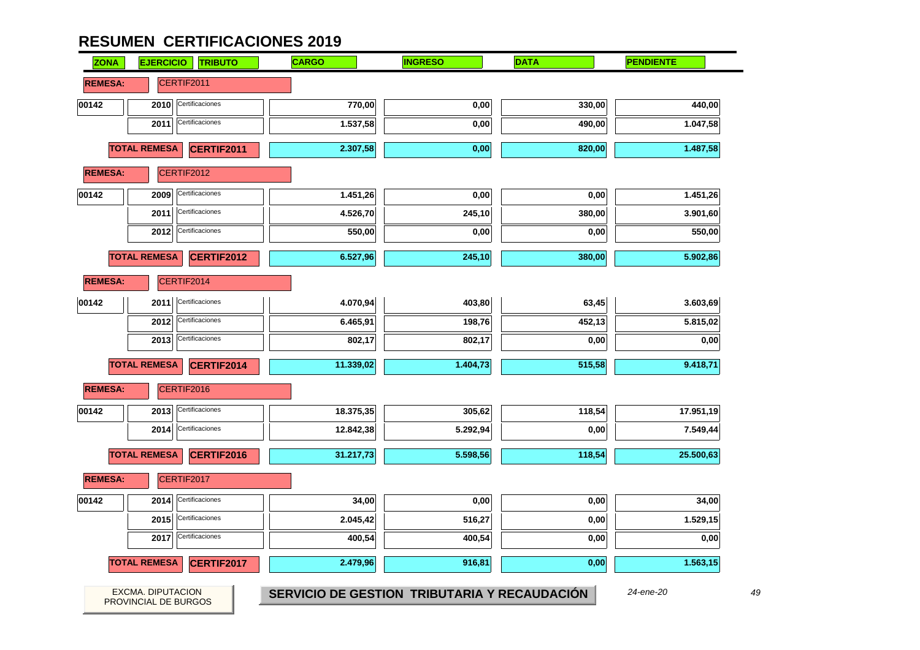# RESUMEN CERTIFICACIONES 2019

| ZONA | EJERCICIO | TRIBUTO | CARGO | INGRESO | DATA | PENDIENTE |
|---|---|---|---|---|---|---|
| **REMESA:** | CERTIF2011 | | | | | |
| 00142 | 2010 | Certificaciones | 770,00 | 0,00 | 330,00 | 440,00 |
| | 2011 | Certificaciones | 1.537,58 | 0,00 | 490,00 | 1.047,58 |
| **TOTAL REMESA** | | **CERTIF2011** | 2.307,58 | 0,00 | 820,00 | 1.487,58 |
| **REMESA:** | CERTIF2012 | | | | | |
| 00142 | 2009 | Certificaciones | 1.451,26 | 0,00 | 0,00 | 1.451,26 |
| | 2011 | Certificaciones | 4.526,70 | 245,10 | 380,00 | 3.901,60 |
| | 2012 | Certificaciones | 550,00 | 0,00 | 0,00 | 550,00 |
| **TOTAL REMESA** | | **CERTIF2012** | 6.527,96 | 245,10 | 380,00 | 5.902,86 |
| **REMESA:** | CERTIF2014 | | | | | |
| 00142 | 2011 | Certificaciones | 4.070,94 | 403,80 | 63,45 | 3.603,69 |
| | 2012 | Certificaciones | 6.465,91 | 198,76 | 452,13 | 5.815,02 |
| | 2013 | Certificaciones | 802,17 | 802,17 | 0,00 | 0,00 |
| **TOTAL REMESA** | | **CERTIF2014** | 11.339,02 | 1.404,73 | 515,58 | 9.418,71 |
| **REMESA:** | CERTIF2016 | | | | | |
| 00142 | 2013 | Certificaciones | 18.375,35 | 305,62 | 118,54 | 17.951,19 |
| | 2014 | Certificaciones | 12.842,38 | 5.292,94 | 0,00 | 7.549,44 |
| **TOTAL REMESA** | | **CERTIF2016** | 31.217,73 | 5.598,56 | 118,54 | 25.500,63 |
| **REMESA:** | CERTIF2017 | | | | | |
| 00142 | 2014 | Certificaciones | 34,00 | 0,00 | 0,00 | 34,00 |
| | 2015 | Certificaciones | 2.045,42 | 516,27 | 0,00 | 1.529,15 |
| | 2017 | Certificaciones | 400,54 | 400,54 | 0,00 | 0,00 |
| **TOTAL REMESA** | | **CERTIF2017** | 2.479,96 | 916,81 | 0,00 | 1.563,15 |

EXCMA. DIPUTACION PROVINCIAL DE BURGOS

**SERVICIO DE GESTION TRIBUTARIA Y RECAUDACIÓN**

*24-ene-20*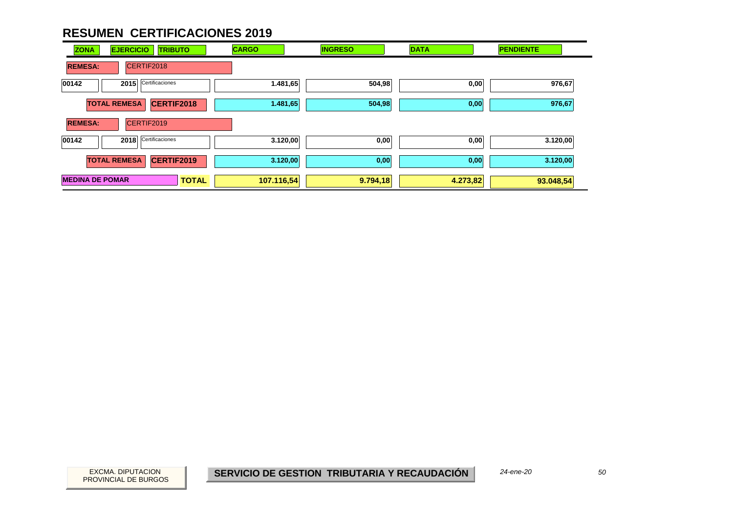# RESUMEN CERTIFICACIONES 2019

| ZONA | EJERCICIO | TRIBUTO | CARGO | INGRESO | DATA | PENDIENTE |
|---|---|---|---|---|---|---|
| **REMESA:** | CERTIF2018 | | | | | |
| 00142 | 2015 | Certificaciones | 1.481,65 | 504,98 | 0,00 | 976,67 |
| | **TOTAL REMESA** | **CERTIF2018** | **1.481,65** | **504,98** | **0,00** | **976,67** |
| **REMESA:** | CERTIF2019 | | | | | |
| 00142 | 2018 | Certificaciones | 3.120,00 | 0,00 | 0,00 | 3.120,00 |
| | **TOTAL REMESA** | **CERTIF2019** | **3.120,00** | **0,00** | **0,00** | **3.120,00** |
| **MEDINA DE POMAR** | | **TOTAL** | **107.116,54** | **9.794,18** | **4.273,82** | **93.048,54** |

EXCMA. DIPUTACION PROVINCIAL DE BURGOS

**SERVICIO DE GESTION TRIBUTARIA Y RECAUDACIÓN**

*24-ene-20*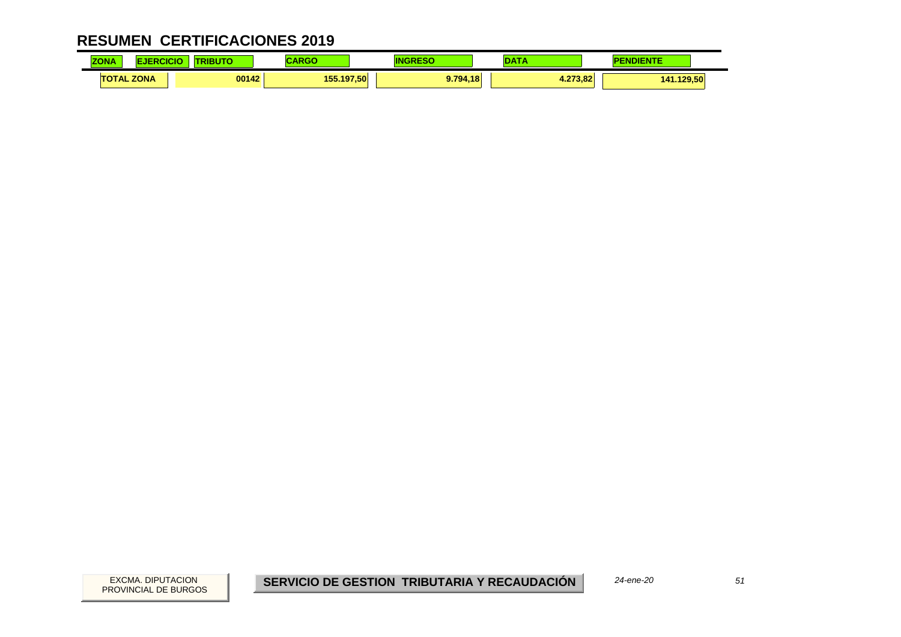# RESUMEN CERTIFICACIONES 2019

| ZONA | EJERCICIO | TRIBUTO | CARGO | INGRESO | DATA | PENDIENTE |
|---|---|---|---|---|---|---|
| TOTAL ZONA | | 00142 | 155.197,50 | 9.794,18 | 4.273,82 | 141.129,50 |

EXCMA. DIPUTACION PROVINCIAL DE BURGOS

**SERVICIO DE GESTION TRIBUTARIA Y RECAUDACIÓN**

*24-ene-20*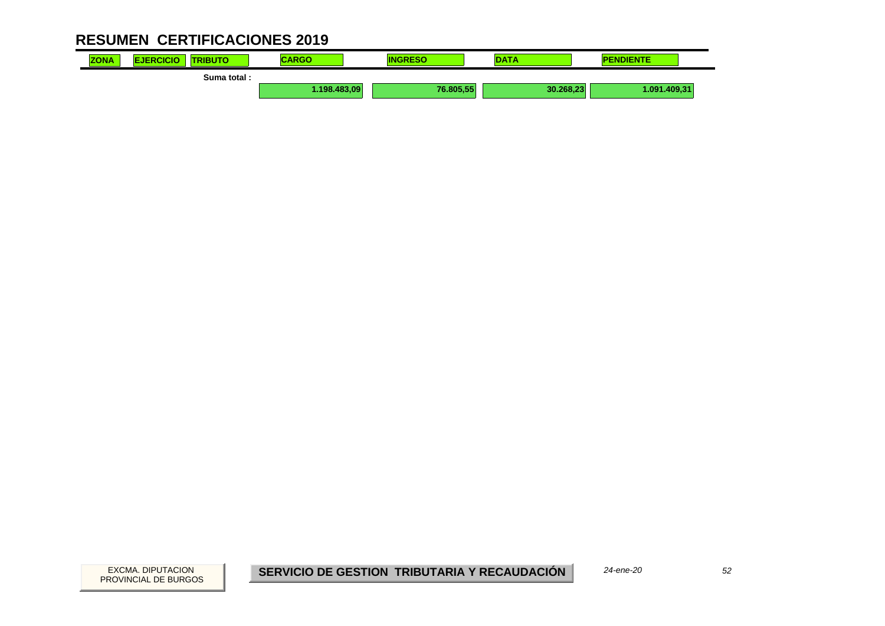# RESUMEN CERTIFICACIONES 2019

| ZONA | EJERCICIO | TRIBUTO | CARGO | INGRESO | DATA | PENDIENTE |
|---|---|---|---|---|---|---|
| | | Suma total : | 1.198.483,09 | 76.805,55 | 30.268,23 | 1.091.409,31 |

EXCMA. DIPUTACION PROVINCIAL DE BURGOS

**SERVICIO DE GESTION TRIBUTARIA Y RECAUDACIÓN**

*24-ene-20*